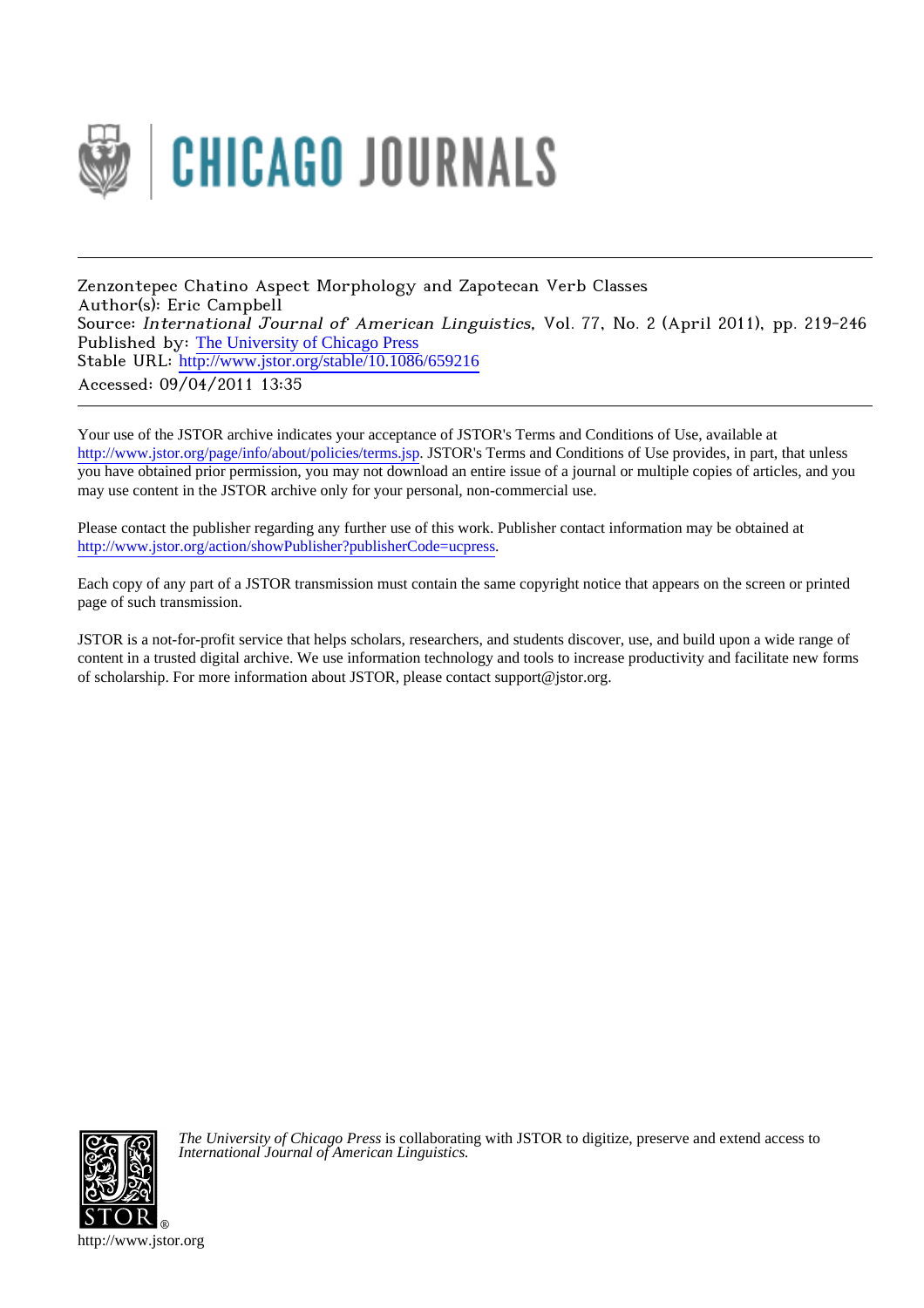CHICAGO JOURNALS

Zenzontepec Chatino Aspect Morphology and Zapotecan Verb Classes
Author(s): Eric Campbell
Source: *International Journal of American Linguistics*, Vol. 77, No. 2 (April 2011), pp. 219-246
Published by: The University of Chicago Press
Stable URL: http://www.jstor.org/stable/10.1086/659216
Accessed: 09/04/2011 13:35

Your use of the JSTOR archive indicates your acceptance of JSTOR's Terms and Conditions of Use, available at http://www.jstor.org/page/info/about/policies/terms.jsp. JSTOR's Terms and Conditions of Use provides, in part, that unless you have obtained prior permission, you may not download an entire issue of a journal or multiple copies of articles, and you may use content in the JSTOR archive only for your personal, non-commercial use.

Please contact the publisher regarding any further use of this work. Publisher contact information may be obtained at http://www.jstor.org/action/showPublisher?publisherCode=ucpress.

Each copy of any part of a JSTOR transmission must contain the same copyright notice that appears on the screen or printed page of such transmission.

JSTOR is a not-for-profit service that helps scholars, researchers, and students discover, use, and build upon a wide range of content in a trusted digital archive. We use information technology and tools to increase productivity and facilitate new forms of scholarship. For more information about JSTOR, please contact support@jstor.org.

*The University of Chicago Press* is collaborating with JSTOR to digitize, preserve and extend access to *International Journal of American Linguistics.*

http://www.jstor.org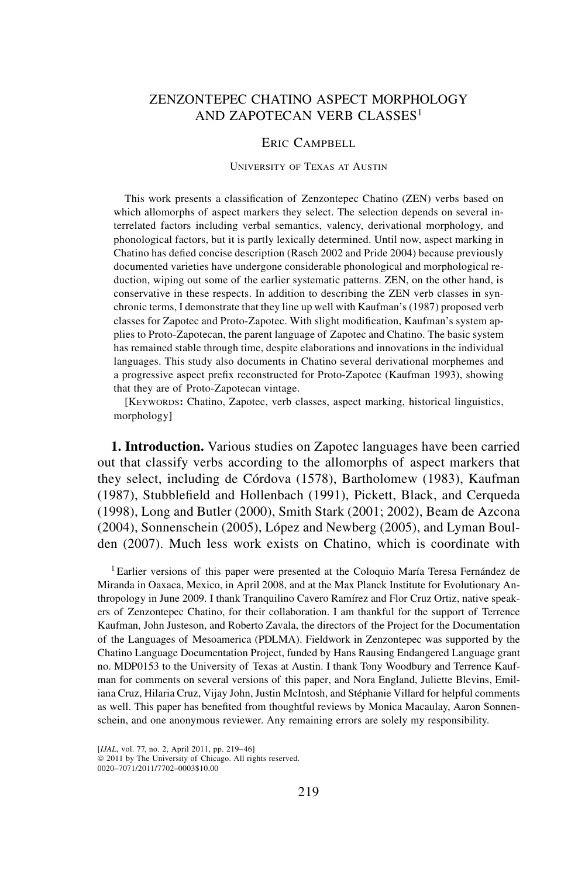# ZENZONTEPEC CHATINO ASPECT MORPHOLOGY AND ZAPOTECAN VERB CLASSES[1]

Eric Campbell

University of Texas at Austin

This work presents a classification of Zenzontepec Chatino (ZEN) verbs based on which allomorphs of aspect markers they select. The selection depends on several interrelated factors including verbal semantics, valency, derivational morphology, and phonological factors, but it is partly lexically determined. Until now, aspect marking in Chatino has defied concise description (Rasch 2002 and Pride 2004) because previously documented varieties have undergone considerable phonological and morphological reduction, wiping out some of the earlier systematic patterns. ZEN, on the other hand, is conservative in these respects. In addition to describing the ZEN verb classes in synchronic terms, I demonstrate that they line up well with Kaufman's (1987) proposed verb classes for Zapotec and Proto-Zapotec. With slight modification, Kaufman's system applies to Proto-Zapotecan, the parent language of Zapotec and Chatino. The basic system has remained stable through time, despite elaborations and innovations in the individual languages. This study also documents in Chatino several derivational morphemes and a progressive aspect prefix reconstructed for Proto-Zapotec (Kaufman 1993), showing that they are of Proto-Zapotecan vintage.

[Keywords: Chatino, Zapotec, verb classes, aspect marking, historical linguistics, morphology]

**1. Introduction.** Various studies on Zapotec languages have been carried out that classify verbs according to the allomorphs of aspect markers that they select, including de Córdova (1578), Bartholomew (1983), Kaufman (1987), Stubblefield and Hollenbach (1991), Pickett, Black, and Cerqueda (1998), Long and Butler (2000), Smith Stark (2001; 2002), Beam de Azcona (2004), Sonnenschein (2005), López and Newberg (2005), and Lyman Boulden (2007). Much less work exists on Chatino, which is coordinate with

[1] Earlier versions of this paper were presented at the Coloquio María Teresa Fernández de Miranda in Oaxaca, Mexico, in April 2008, and at the Max Planck Institute for Evolutionary Anthropology in June 2009. I thank Tranquilino Cavero Ramírez and Flor Cruz Ortiz, native speakers of Zenzontepec Chatino, for their collaboration. I am thankful for the support of Terrence Kaufman, John Justeson, and Roberto Zavala, the directors of the Project for the Documentation of the Languages of Mesoamerica (PDLMA). Fieldwork in Zenzontepec was supported by the Chatino Language Documentation Project, funded by Hans Rausing Endangered Language grant no. MDP0153 to the University of Texas at Austin. I thank Tony Woodbury and Terrence Kaufman for comments on several versions of this paper, and Nora England, Juliette Blevins, Emiliana Cruz, Hilaria Cruz, Vijay John, Justin McIntosh, and Stéphanie Villard for helpful comments as well. This paper has benefited from thoughtful reviews by Monica Macaulay, Aaron Sonnenschein, and one anonymous reviewer. Any remaining errors are solely my responsibility.

[*IJAL*, vol. 77, no. 2, April 2011, pp. 219–46]
© 2011 by The University of Chicago. All rights reserved.
0020–7071/2011/7702–0003$10.00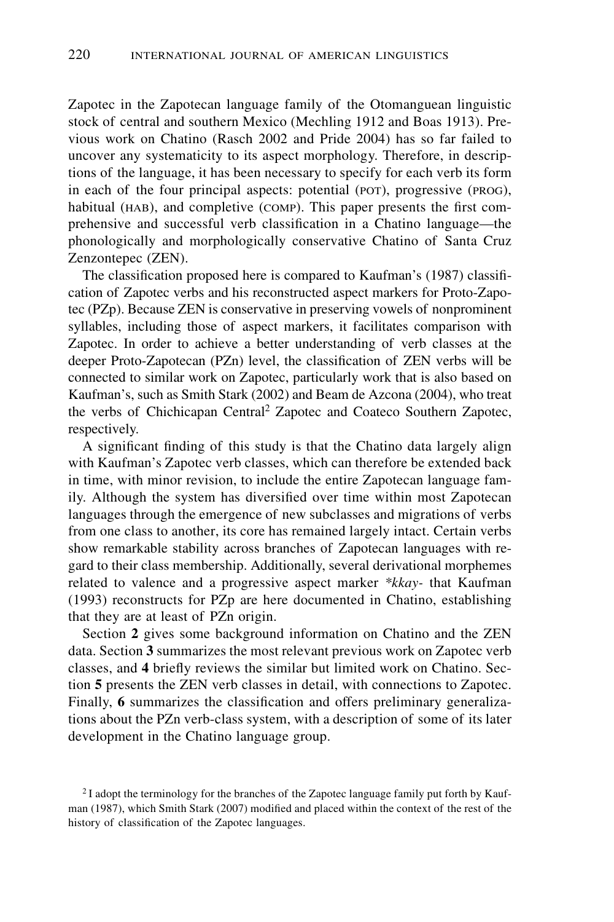Zapotec in the Zapotecan language family of the Otomanguean linguistic stock of central and southern Mexico (Mechling 1912 and Boas 1913). Previous work on Chatino (Rasch 2002 and Pride 2004) has so far failed to uncover any systematicity to its aspect morphology. Therefore, in descriptions of the language, it has been necessary to specify for each verb its form in each of the four principal aspects: potential (POT), progressive (PROG), habitual (HAB), and completive (COMP). This paper presents the first comprehensive and successful verb classification in a Chatino language—the phonologically and morphologically conservative Chatino of Santa Cruz Zenzontepec (ZEN).

The classification proposed here is compared to Kaufman's (1987) classification of Zapotec verbs and his reconstructed aspect markers for Proto-Zapotec (PZp). Because ZEN is conservative in preserving vowels of nonprominent syllables, including those of aspect markers, it facilitates comparison with Zapotec. In order to achieve a better understanding of verb classes at the deeper Proto-Zapotecan (PZn) level, the classification of ZEN verbs will be connected to similar work on Zapotec, particularly work that is also based on Kaufman's, such as Smith Stark (2002) and Beam de Azcona (2004), who treat the verbs of Chichicapan Central[2] Zapotec and Coateco Southern Zapotec, respectively.

A significant finding of this study is that the Chatino data largely align with Kaufman's Zapotec verb classes, which can therefore be extended back in time, with minor revision, to include the entire Zapotecan language family. Although the system has diversified over time within most Zapotecan languages through the emergence of new subclasses and migrations of verbs from one class to another, its core has remained largely intact. Certain verbs show remarkable stability across branches of Zapotecan languages with regard to their class membership. Additionally, several derivational morphemes related to valence and a progressive aspect marker *\*kkay-* that Kaufman (1993) reconstructs for PZp are here documented in Chatino, establishing that they are at least of PZn origin.

Section **2** gives some background information on Chatino and the ZEN data. Section **3** summarizes the most relevant previous work on Zapotec verb classes, and **4** briefly reviews the similar but limited work on Chatino. Section **5** presents the ZEN verb classes in detail, with connections to Zapotec. Finally, **6** summarizes the classification and offers preliminary generalizations about the PZn verb-class system, with a description of some of its later development in the Chatino language group.

[2] I adopt the terminology for the branches of the Zapotec language family put forth by Kaufman (1987), which Smith Stark (2007) modified and placed within the context of the rest of the history of classification of the Zapotec languages.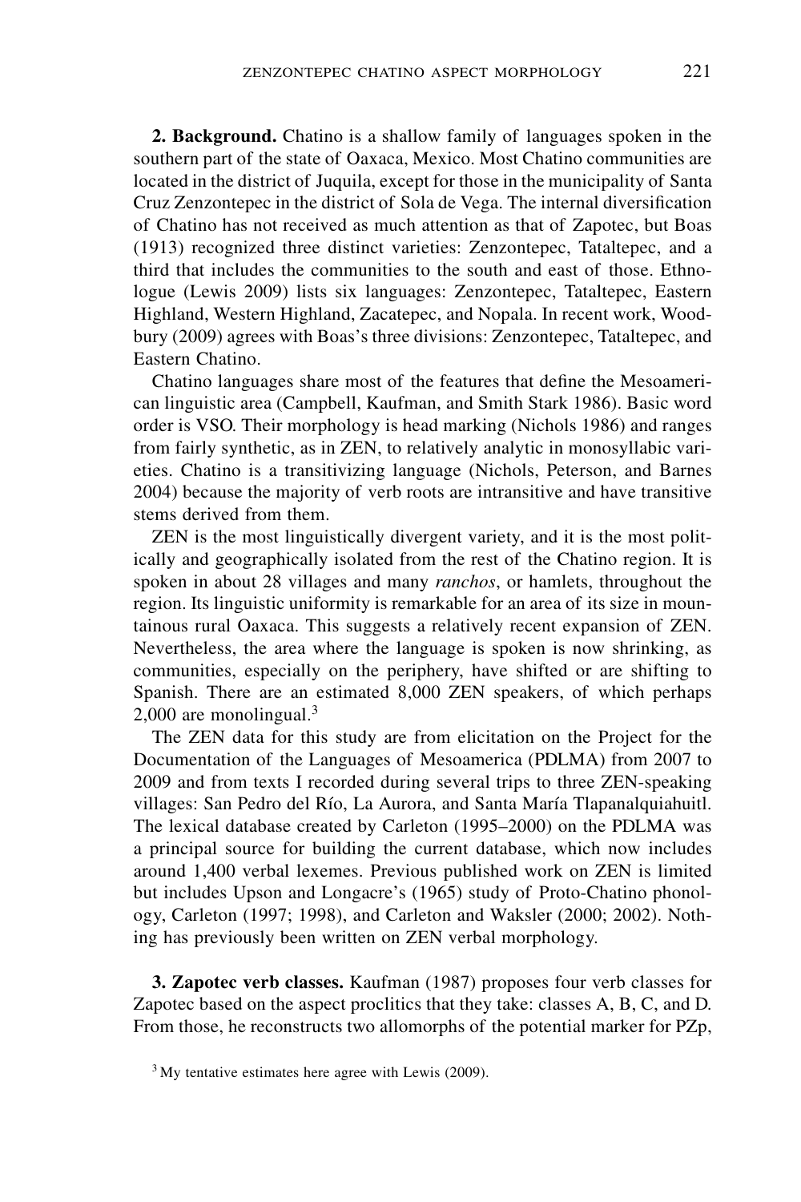**2. Background.** Chatino is a shallow family of languages spoken in the southern part of the state of Oaxaca, Mexico. Most Chatino communities are located in the district of Juquila, except for those in the municipality of Santa Cruz Zenzontepec in the district of Sola de Vega. The internal diversification of Chatino has not received as much attention as that of Zapotec, but Boas (1913) recognized three distinct varieties: Zenzontepec, Tataltepec, and a third that includes the communities to the south and east of those. Ethnologue (Lewis 2009) lists six languages: Zenzontepec, Tataltepec, Eastern Highland, Western Highland, Zacatepec, and Nopala. In recent work, Woodbury (2009) agrees with Boas's three divisions: Zenzontepec, Tataltepec, and Eastern Chatino.

Chatino languages share most of the features that define the Mesoamerican linguistic area (Campbell, Kaufman, and Smith Stark 1986). Basic word order is VSO. Their morphology is head marking (Nichols 1986) and ranges from fairly synthetic, as in ZEN, to relatively analytic in monosyllabic varieties. Chatino is a transitivizing language (Nichols, Peterson, and Barnes 2004) because the majority of verb roots are intransitive and have transitive stems derived from them.

ZEN is the most linguistically divergent variety, and it is the most politically and geographically isolated from the rest of the Chatino region. It is spoken in about 28 villages and many *ranchos*, or hamlets, throughout the region. Its linguistic uniformity is remarkable for an area of its size in mountainous rural Oaxaca. This suggests a relatively recent expansion of ZEN. Nevertheless, the area where the language is spoken is now shrinking, as communities, especially on the periphery, have shifted or are shifting to Spanish. There are an estimated 8,000 ZEN speakers, of which perhaps 2,000 are monolingual.[3]

The ZEN data for this study are from elicitation on the Project for the Documentation of the Languages of Mesoamerica (PDLMA) from 2007 to 2009 and from texts I recorded during several trips to three ZEN-speaking villages: San Pedro del Río, La Aurora, and Santa María Tlapanalquiahuitl. The lexical database created by Carleton (1995–2000) on the PDLMA was a principal source for building the current database, which now includes around 1,400 verbal lexemes. Previous published work on ZEN is limited but includes Upson and Longacre's (1965) study of Proto-Chatino phonology, Carleton (1997; 1998), and Carleton and Waksler (2000; 2002). Nothing has previously been written on ZEN verbal morphology.

**3. Zapotec verb classes.** Kaufman (1987) proposes four verb classes for Zapotec based on the aspect proclitics that they take: classes A, B, C, and D. From those, he reconstructs two allomorphs of the potential marker for PZp,

[3] My tentative estimates here agree with Lewis (2009).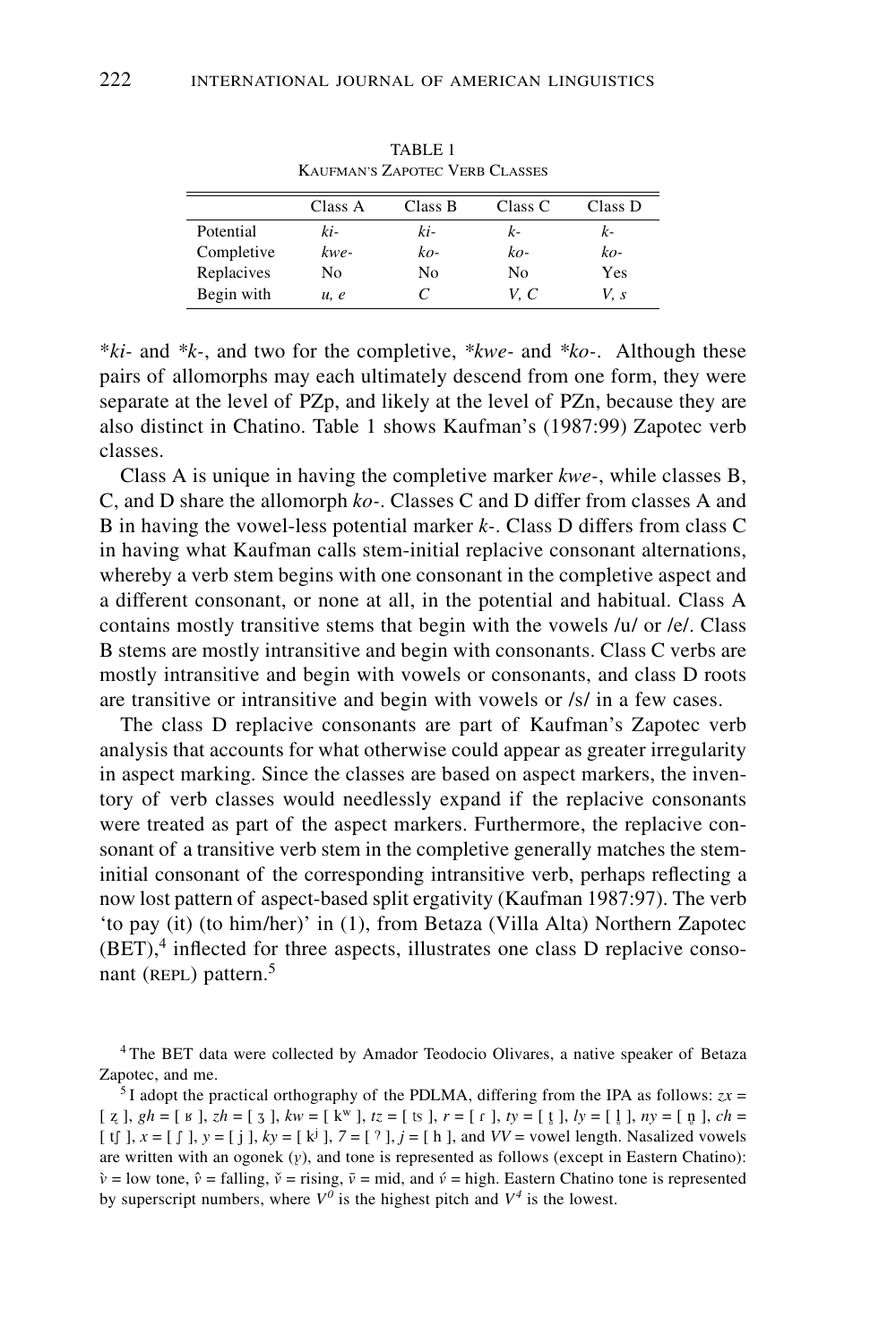TABLE 1
KAUFMAN'S ZAPOTEC VERB CLASSES

| | Class A | Class B | Class C | Class D |
|---|---|---|---|---|
| Potential | *ki-* | *ki-* | *k-* | *k-* |
| Completive | *kwe-* | *ko-* | *ko-* | *ko-* |
| Replacives | No | No | No | Yes |
| Begin with | *u, e* | *C* | *V, C* | *V, s* |

\**ki-* and \**k-*, and two for the completive, \**kwe-* and \**ko-*. Although these pairs of allomorphs may each ultimately descend from one form, they were separate at the level of PZp, and likely at the level of PZn, because they are also distinct in Chatino. Table 1 shows Kaufman's (1987:99) Zapotec verb classes.

Class A is unique in having the completive marker *kwe-*, while classes B, C, and D share the allomorph *ko-*. Classes C and D differ from classes A and B in having the vowel-less potential marker *k-*. Class D differs from class C in having what Kaufman calls stem-initial replacive consonant alternations, whereby a verb stem begins with one consonant in the completive aspect and a different consonant, or none at all, in the potential and habitual. Class A contains mostly transitive stems that begin with the vowels /u/ or /e/. Class B stems are mostly intransitive and begin with consonants. Class C verbs are mostly intransitive and begin with vowels or consonants, and class D roots are transitive or intransitive and begin with vowels or /s/ in a few cases.

The class D replacive consonants are part of Kaufman's Zapotec verb analysis that accounts for what otherwise could appear as greater irregularity in aspect marking. Since the classes are based on aspect markers, the inventory of verb classes would needlessly expand if the replacive consonants were treated as part of the aspect markers. Furthermore, the replacive consonant of a transitive verb stem in the completive generally matches the stem-initial consonant of the corresponding intransitive verb, perhaps reflecting a now lost pattern of aspect-based split ergativity (Kaufman 1987:97). The verb 'to pay (it) (to him/her)' in (1), from Betaza (Villa Alta) Northern Zapotec (BET),[4] inflected for three aspects, illustrates one class D replacive consonant (REPL) pattern.[5]

[4] The BET data were collected by Amador Teodocio Olivares, a native speaker of Betaza Zapotec, and me.

[5] I adopt the practical orthography of the PDLMA, differing from the IPA as follows: *zx* = [ ʐ ], *gh* = [ ʁ ], *zh* = [ ʒ ], *kw* = [ kʷ ], *tz* = [ ts ], *r* = [ ɾ ], *ty* = [ t̪ ], *ly* = [ l̪ ], *ny* = [ n̪ ], *ch* = [ tʃ ], *x* = [ ʃ ], *y* = [ j ], *ky* = [ kʲ ], *7* = [ ʔ ], *j* = [ h ], and *VV* = vowel length. Nasalized vowels are written with an ogonek (*ų*), and tone is represented as follows (except in Eastern Chatino): *v̀* = low tone, *v̂* = falling, *v̌* = rising, *v̄* = mid, and *v́* = high. Eastern Chatino tone is represented by superscript numbers, where $V^0$ is the highest pitch and $V^4$ is the lowest.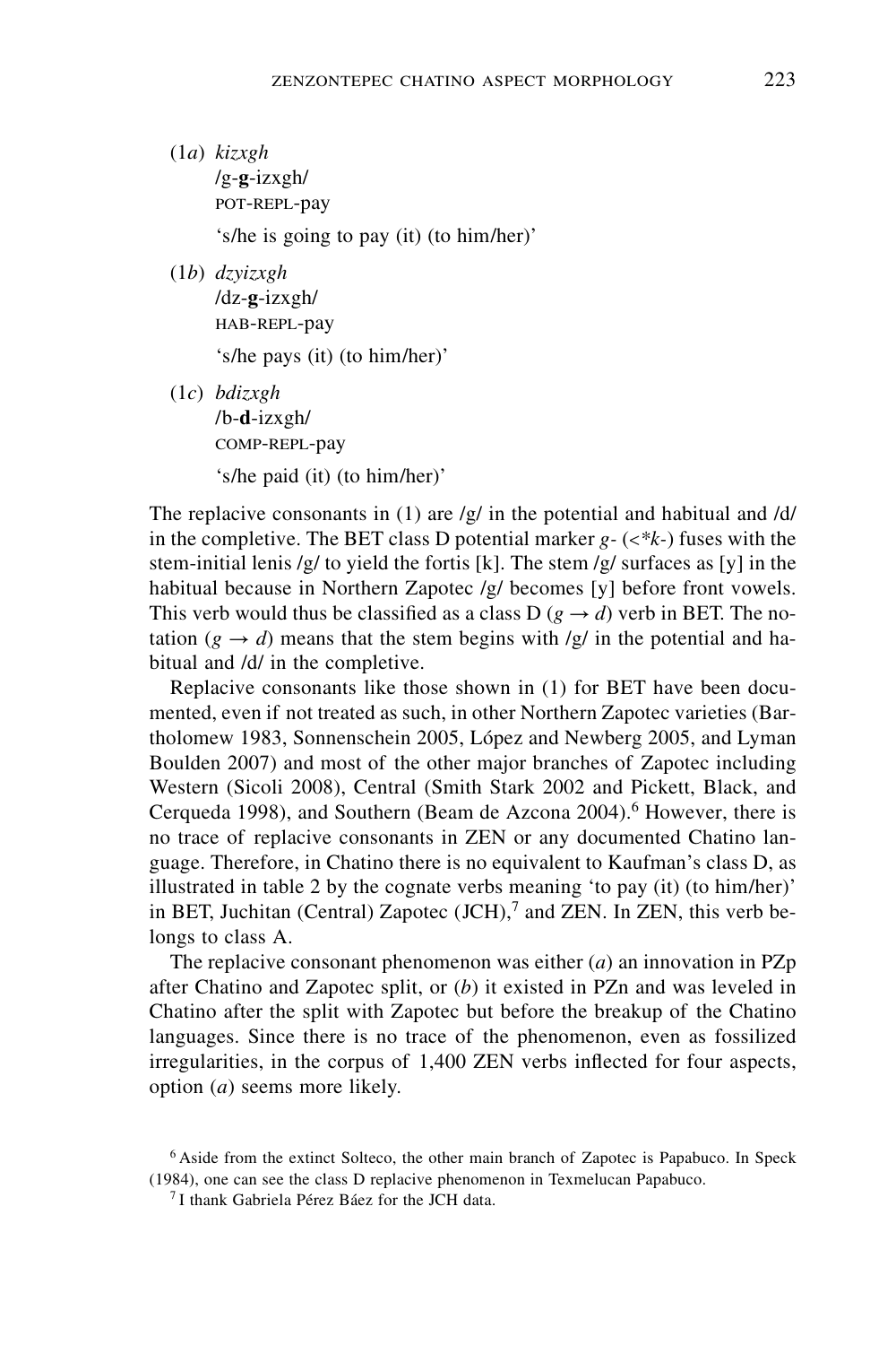(1*a*) *kizxgh*
/g-**g**-izxgh/
POT-REPL-pay
's/he is going to pay (it) (to him/her)'

(1*b*) *dzyizxgh*
/dz-**g**-izxgh/
HAB-REPL-pay
's/he pays (it) (to him/her)'

(1*c*) *bdizxgh*
/b-**d**-izxgh/
COMP-REPL-pay
's/he paid (it) (to him/her)'

The replacive consonants in (1) are /g/ in the potential and habitual and /d/ in the completive. The BET class D potential marker *g-* (<*k-) fuses with the stem-initial lenis /g/ to yield the fortis [k]. The stem /g/ surfaces as [y] in the habitual because in Northern Zapotec /g/ becomes [y] before front vowels. This verb would thus be classified as a class D ($g \rightarrow d$) verb in BET. The notation ($g \rightarrow d$) means that the stem begins with /g/ in the potential and habitual and /d/ in the completive.

Replacive consonants like those shown in (1) for BET have been documented, even if not treated as such, in other Northern Zapotec varieties (Bartholomew 1983, Sonnenschein 2005, López and Newberg 2005, and Lyman Boulden 2007) and most of the other major branches of Zapotec including Western (Sicoli 2008), Central (Smith Stark 2002 and Pickett, Black, and Cerqueda 1998), and Southern (Beam de Azcona 2004).[6] However, there is no trace of replacive consonants in ZEN or any documented Chatino language. Therefore, in Chatino there is no equivalent to Kaufman's class D, as illustrated in table 2 by the cognate verbs meaning 'to pay (it) (to him/her)' in BET, Juchitan (Central) Zapotec (JCH),[7] and ZEN. In ZEN, this verb belongs to class A.

The replacive consonant phenomenon was either (*a*) an innovation in PZp after Chatino and Zapotec split, or (*b*) it existed in PZn and was leveled in Chatino after the split with Zapotec but before the breakup of the Chatino languages. Since there is no trace of the phenomenon, even as fossilized irregularities, in the corpus of 1,400 ZEN verbs inflected for four aspects, option (*a*) seems more likely.

[6] Aside from the extinct Solteco, the other main branch of Zapotec is Papabuco. In Speck (1984), one can see the class D replacive phenomenon in Texmelucan Papabuco.

[7] I thank Gabriela Pérez Báez for the JCH data.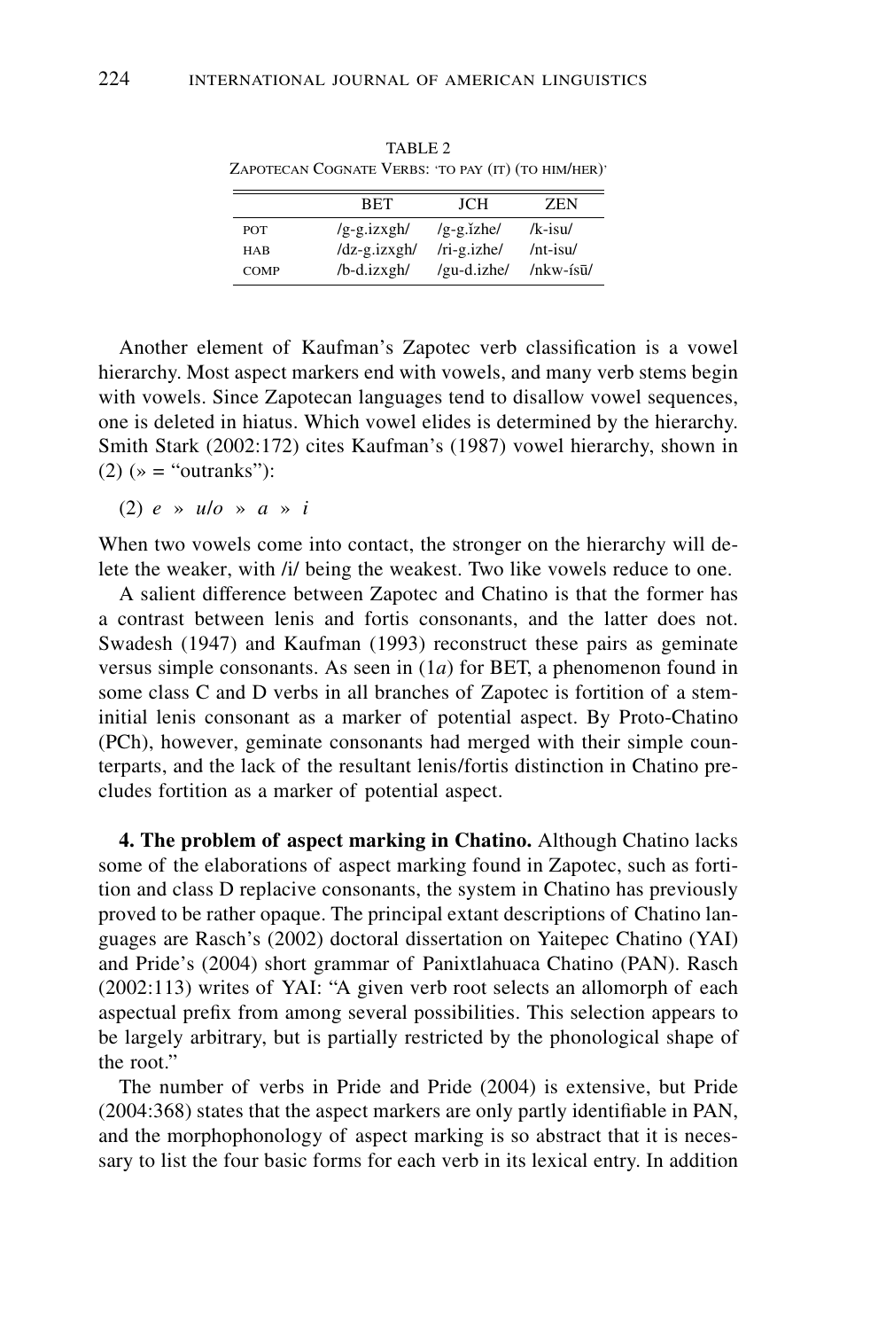TABLE 2
ZAPOTECAN COGNATE VERBS: 'TO PAY (IT) (TO HIM/HER)'

| | BET | JCH | ZEN |
|---|---|---|---|
| POT | /g-g.izxgh/ | /g-g.ǐzhe/ | /k-isu/ |
| HAB | /dz-g.izxgh/ | /ri-g.izhe/ | /nt-isu/ |
| COMP | /b-d.izxgh/ | /gu-d.izhe/ | /nkw-ísū/ |

Another element of Kaufman's Zapotec verb classification is a vowel hierarchy. Most aspect markers end with vowels, and many verb stems begin with vowels. Since Zapotecan languages tend to disallow vowel sequences, one is deleted in hiatus. Which vowel elides is determined by the hierarchy. Smith Stark (2002:172) cites Kaufman's (1987) vowel hierarchy, shown in (2) (» = "outranks"):

(2) *e* » *u*/*o* » *a* » *i*

When two vowels come into contact, the stronger on the hierarchy will delete the weaker, with /i/ being the weakest. Two like vowels reduce to one.

A salient difference between Zapotec and Chatino is that the former has a contrast between lenis and fortis consonants, and the latter does not. Swadesh (1947) and Kaufman (1993) reconstruct these pairs as geminate versus simple consonants. As seen in (1*a*) for BET, a phenomenon found in some class C and D verbs in all branches of Zapotec is fortition of a stem-initial lenis consonant as a marker of potential aspect. By Proto-Chatino (PCh), however, geminate consonants had merged with their simple counterparts, and the lack of the resultant lenis/fortis distinction in Chatino precludes fortition as a marker of potential aspect.

**4. The problem of aspect marking in Chatino.** Although Chatino lacks some of the elaborations of aspect marking found in Zapotec, such as fortition and class D replacive consonants, the system in Chatino has previously proved to be rather opaque. The principal extant descriptions of Chatino languages are Rasch's (2002) doctoral dissertation on Yaitepec Chatino (YAI) and Pride's (2004) short grammar of Panixtlahuaca Chatino (PAN). Rasch (2002:113) writes of YAI: "A given verb root selects an allomorph of each aspectual prefix from among several possibilities. This selection appears to be largely arbitrary, but is partially restricted by the phonological shape of the root."

The number of verbs in Pride and Pride (2004) is extensive, but Pride (2004:368) states that the aspect markers are only partly identifiable in PAN, and the morphophonology of aspect marking is so abstract that it is necessary to list the four basic forms for each verb in its lexical entry. In addition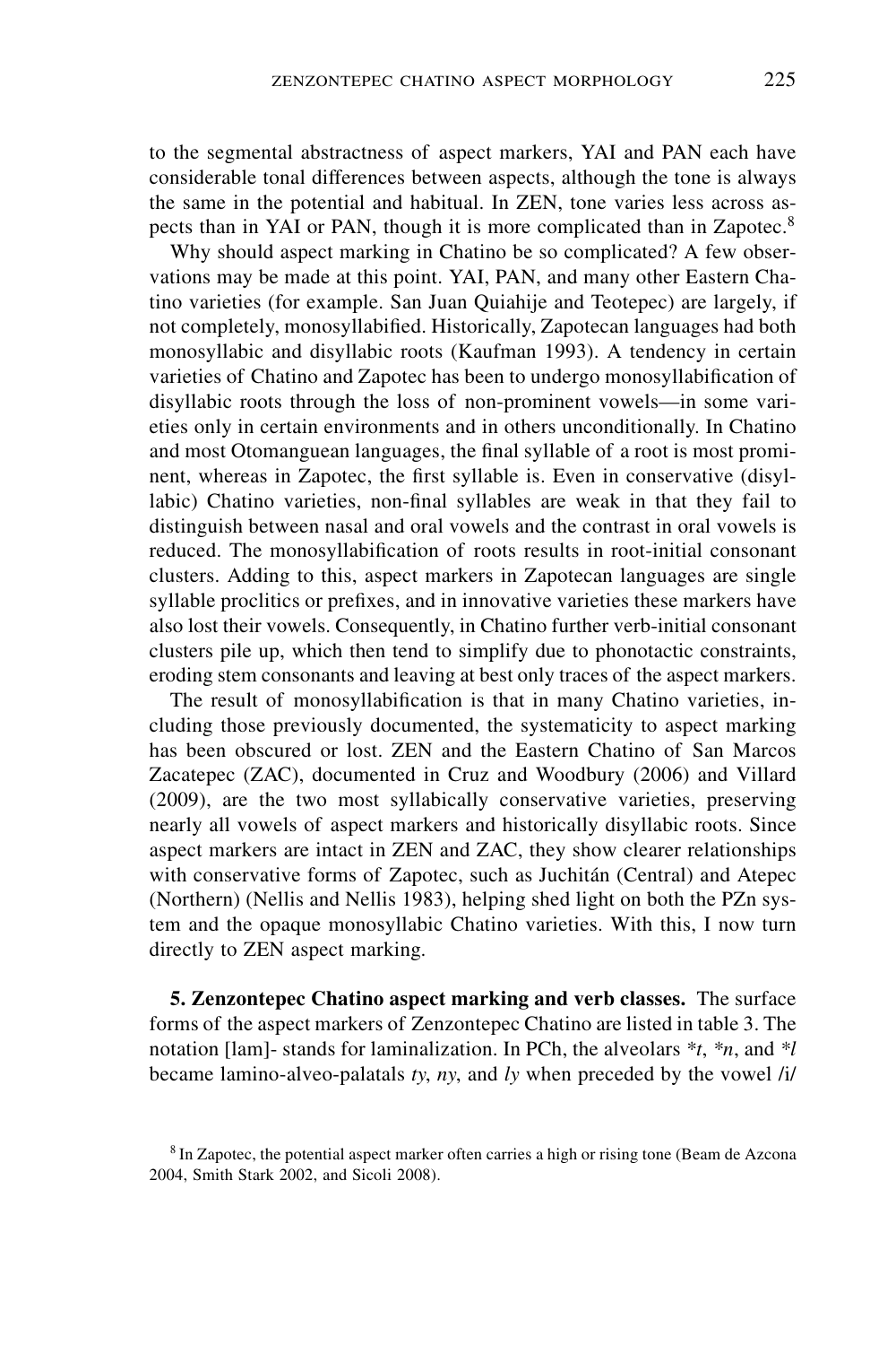to the segmental abstractness of aspect markers, YAI and PAN each have considerable tonal differences between aspects, although the tone is always the same in the potential and habitual. In ZEN, tone varies less across aspects than in YAI or PAN, though it is more complicated than in Zapotec.[8]

Why should aspect marking in Chatino be so complicated? A few observations may be made at this point. YAI, PAN, and many other Eastern Chatino varieties (for example. San Juan Quiahije and Teotepec) are largely, if not completely, monosyllabified. Historically, Zapotecan languages had both monosyllabic and disyllabic roots (Kaufman 1993). A tendency in certain varieties of Chatino and Zapotec has been to undergo monosyllabification of disyllabic roots through the loss of non-prominent vowels—in some varieties only in certain environments and in others unconditionally. In Chatino and most Otomanguean languages, the final syllable of a root is most prominent, whereas in Zapotec, the first syllable is. Even in conservative (disyllabic) Chatino varieties, non-final syllables are weak in that they fail to distinguish between nasal and oral vowels and the contrast in oral vowels is reduced. The monosyllabification of roots results in root-initial consonant clusters. Adding to this, aspect markers in Zapotecan languages are single syllable proclitics or prefixes, and in innovative varieties these markers have also lost their vowels. Consequently, in Chatino further verb-initial consonant clusters pile up, which then tend to simplify due to phonotactic constraints, eroding stem consonants and leaving at best only traces of the aspect markers.

The result of monosyllabification is that in many Chatino varieties, including those previously documented, the systematicity to aspect marking has been obscured or lost. ZEN and the Eastern Chatino of San Marcos Zacatepec (ZAC), documented in Cruz and Woodbury (2006) and Villard (2009), are the two most syllabically conservative varieties, preserving nearly all vowels of aspect markers and historically disyllabic roots. Since aspect markers are intact in ZEN and ZAC, they show clearer relationships with conservative forms of Zapotec, such as Juchitán (Central) and Atepec (Northern) (Nellis and Nellis 1983), helping shed light on both the PZn system and the opaque monosyllabic Chatino varieties. With this, I now turn directly to ZEN aspect marking.

**5. Zenzontepec Chatino aspect marking and verb classes.** The surface forms of the aspect markers of Zenzontepec Chatino are listed in table 3. The notation [lam]- stands for laminalization. In PCh, the alveolars *\*t*, *\*n*, and *\*l* became lamino-alveo-palatals *ty*, *ny*, and *ly* when preceded by the vowel /i/

[8] In Zapotec, the potential aspect marker often carries a high or rising tone (Beam de Azcona 2004, Smith Stark 2002, and Sicoli 2008).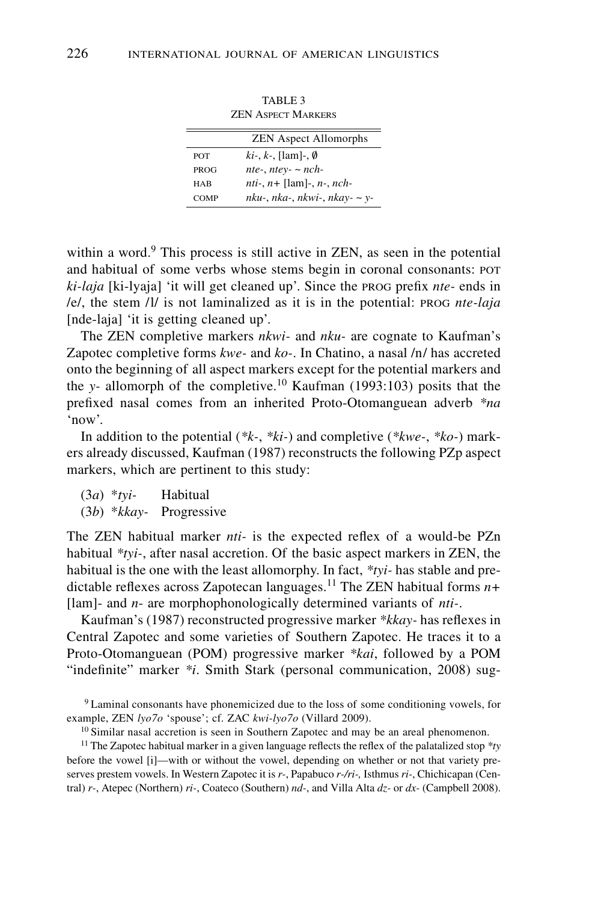TABLE 3
ZEN ASPECT MARKERS

| | ZEN Aspect Allomorphs |
|---|---|
| POT | *ki-*, *k-*, [lam]-, ∅ |
| PROG | *nte-*, *ntey-* ~ *nch-* |
| HAB | *nti-*, *n+* [lam]-, *n-*, *nch-* |
| COMP | *nku-*, *nka-*, *nkwi-*, *nkay-* ~ *y-* |

within a word.[9] This process is still active in ZEN, as seen in the potential and habitual of some verbs whose stems begin in coronal consonants: POT *ki-laja* [ki-lyaja] 'it will get cleaned up'. Since the PROG prefix *nte-* ends in /e/, the stem /l/ is not laminalized as it is in the potential: PROG *nte-laja* [nde-laja] 'it is getting cleaned up'.

The ZEN completive markers *nkwi-* and *nku-* are cognate to Kaufman's Zapotec completive forms *kwe-* and *ko-*. In Chatino, a nasal /n/ has accreted onto the beginning of all aspect markers except for the potential markers and the *y-* allomorph of the completive.[10] Kaufman (1993:103) posits that the prefixed nasal comes from an inherited Proto-Otomanguean adverb *\*na* 'now'.

In addition to the potential (*\*k-*, *\*ki-*) and completive (*\*kwe-*, *\*ko-*) markers already discussed, Kaufman (1987) reconstructs the following PZp aspect markers, which are pertinent to this study:

(3*a*) *\*tyi-* Habitual
(3*b*) *\*kkay-* Progressive

The ZEN habitual marker *nti-* is the expected reflex of a would-be PZn habitual *\*tyi-*, after nasal accretion. Of the basic aspect markers in ZEN, the habitual is the one with the least allomorphy. In fact, *\*tyi-* has stable and predictable reflexes across Zapotecan languages.[11] The ZEN habitual forms *n+* [lam]- and *n-* are morphophonologically determined variants of *nti-*.

Kaufman's (1987) reconstructed progressive marker *\*kkay-* has reflexes in Central Zapotec and some varieties of Southern Zapotec. He traces it to a Proto-Otomanguean (POM) progressive marker *\*kai*, followed by a POM "indefinite" marker *\*i*. Smith Stark (personal communication, 2008) sug-

[9] Laminal consonants have phonemicized due to the loss of some conditioning vowels, for example, ZEN *lyo7o* 'spouse'; cf. ZAC *kwi-lyo7o* (Villard 2009).

[10] Similar nasal accretion is seen in Southern Zapotec and may be an areal phenomenon.

[11] The Zapotec habitual marker in a given language reflects the reflex of the palatalized stop *\*ty* before the vowel [i]—with or without the vowel, depending on whether or not that variety preserves prestem vowels. In Western Zapotec it is *r-*, Papabuco *r-/ri-,* Isthmus *ri-*, Chichicapan (Central) *r-*, Atepec (Northern) *ri-*, Coateco (Southern) *nd-*, and Villa Alta *dz-* or *dx-* (Campbell 2008).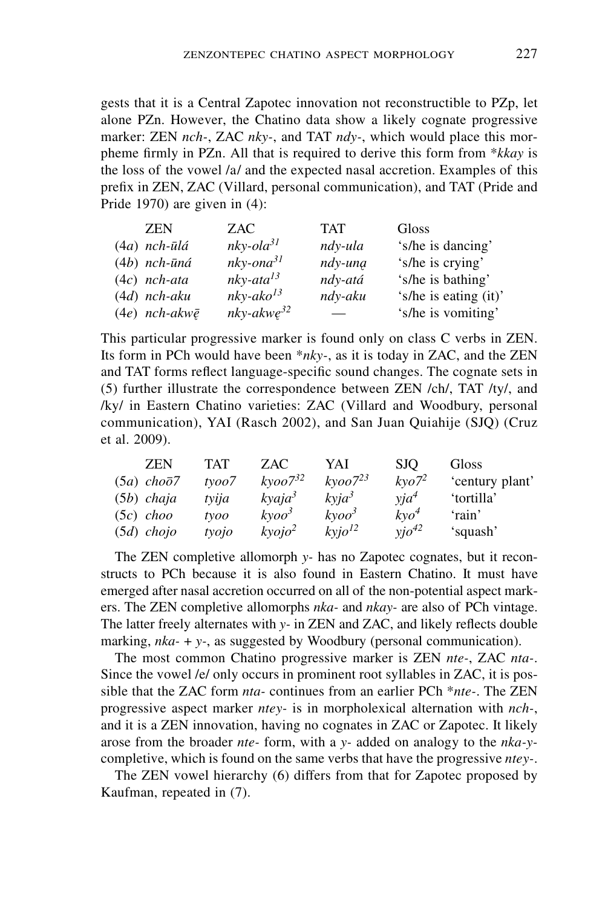gests that it is a Central Zapotec innovation not reconstructible to PZp, let alone PZn. However, the Chatino data show a likely cognate progressive marker: ZEN *nch-*, ZAC *nky-*, and TAT *ndy-*, which would place this morpheme firmly in PZn. All that is required to derive this form from \**kkay* is the loss of the vowel /a/ and the expected nasal accretion. Examples of this prefix in ZEN, ZAC (Villard, personal communication), and TAT (Pride and Pride 1970) are given in (4):

| | ZEN | ZAC | TAT | Gloss |
|---|---|---|---|---|
| (4*a*) | *nch-ūlá* | *nky-ola*$^{31}$ | *ndy-ula* | 's/he is dancing' |
| (4*b*) | *nch-ūná* | *nky-ona*$^{31}$ | *ndy-uną* | 's/he is crying' |
| (4*c*) | *nch-ata* | *nky-ata*$^{13}$ | *ndy-atá* | 's/he is bathing' |
| (4*d*) | *nch-aku* | *nky-ako*$^{13}$ | *ndy-aku* | 's/he is eating (it)' |
| (4*e*) | *nch-akwę̄* | *nky-akwę*$^{32}$ | — | 's/he is vomiting' |

This particular progressive marker is found only on class C verbs in ZEN. Its form in PCh would have been \**nky-*, as it is today in ZAC, and the ZEN and TAT forms reflect language-specific sound changes. The cognate sets in (5) further illustrate the correspondence between ZEN /ch/, TAT /ty/, and /ky/ in Eastern Chatino varieties: ZAC (Villard and Woodbury, personal communication), YAI (Rasch 2002), and San Juan Quiahije (SJQ) (Cruz et al. 2009).

| | ZEN | TAT | ZAC | YAI | SJQ | Gloss |
|---|---|---|---|---|---|---|
| (5*a*) | *chō7* | *tyoo7* | *kyoo7*$^{32}$ | *kyoo7*$^{23}$ | *kyo7*$^{2}$ | 'century plant' |
| (5*b*) | *chaja* | *tyija* | *kyaja*$^{3}$ | *kyja*$^{3}$ | *yja*$^{4}$ | 'tortilla' |
| (5*c*) | *choo* | *tyoo* | *kyoo*$^{3}$ | *kyoo*$^{3}$ | *kyo*$^{4}$ | 'rain' |
| (5*d*) | *chojo* | *tyojo* | *kyojo*$^{2}$ | *kyjo*$^{12}$ | *yjo*$^{42}$ | 'squash' |

The ZEN completive allomorph *y-* has no Zapotec cognates, but it reconstructs to PCh because it is also found in Eastern Chatino. It must have emerged after nasal accretion occurred on all of the non-potential aspect markers. The ZEN completive allomorphs *nka-* and *nkay-* are also of PCh vintage. The latter freely alternates with *y-* in ZEN and ZAC, and likely reflects double marking, *nka-* + *y-*, as suggested by Woodbury (personal communication).

The most common Chatino progressive marker is ZEN *nte-*, ZAC *nta-*. Since the vowel /e/ only occurs in prominent root syllables in ZAC, it is possible that the ZAC form *nta-* continues from an earlier PCh \**nte-*. The ZEN progressive aspect marker *ntey-* is in morpholexical alternation with *nch-*, and it is a ZEN innovation, having no cognates in ZAC or Zapotec. It likely arose from the broader *nte-* form, with a *y-* added on analogy to the *nka-y-* completive, which is found on the same verbs that have the progressive *ntey-*.

The ZEN vowel hierarchy (6) differs from that for Zapotec proposed by Kaufman, repeated in (7).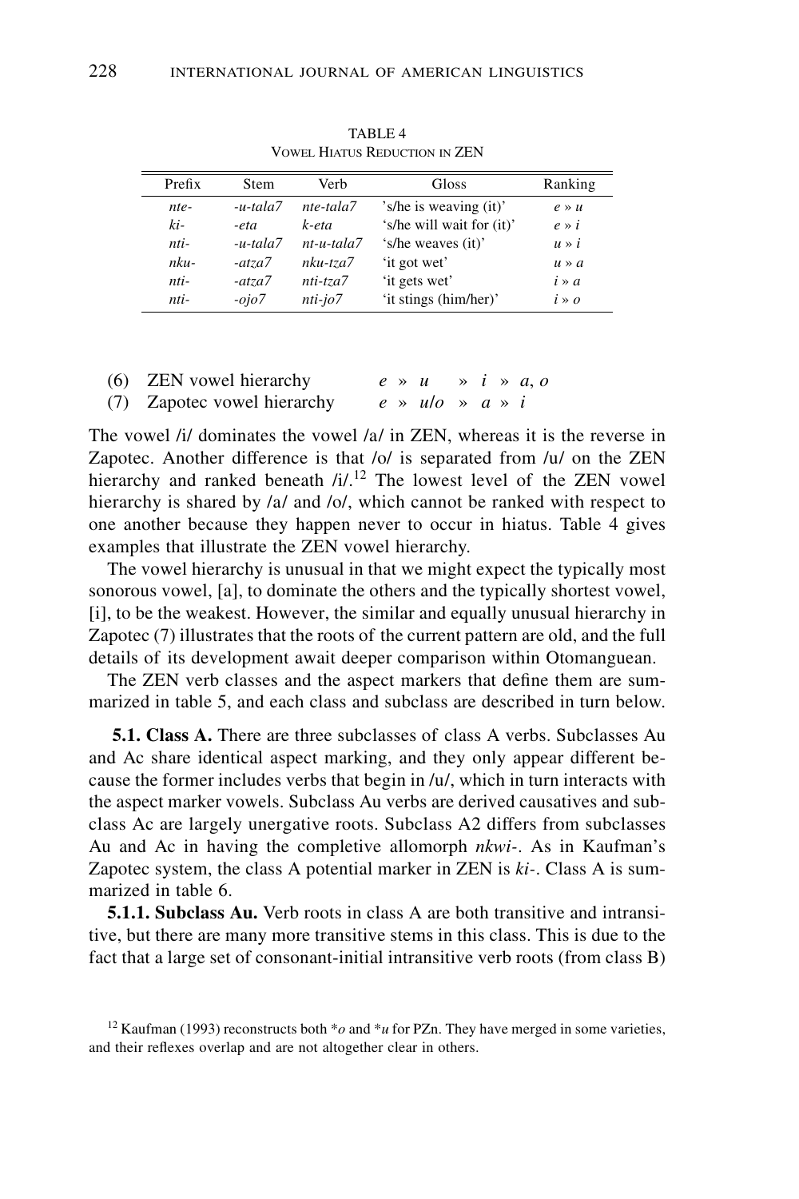TABLE 4
VOWEL HIATUS REDUCTION IN ZEN

| Prefix | Stem | Verb | Gloss | Ranking |
|---|---|---|---|---|
| *nte-* | *-u-tala7* | *nte-tala7* | 's/he is weaving (it)' | *e* » *u* |
| *ki-* | *-eta* | *k-eta* | 's/he will wait for (it)' | *e* » *i* |
| *nti-* | *-u-tala7* | *nt-u-tala7* | 's/he weaves (it)' | *u* » *i* |
| *nku-* | *-atza7* | *nku-tza7* | 'it got wet' | *u* » *a* |
| *nti-* | *-atza7* | *nti-tza7* | 'it gets wet' | *i* » *a* |
| *nti-* | *-ojo7* | *nti-jo7* | 'it stings (him/her)' | *i* » *o* |

(6) ZEN vowel hierarchy *e* » *u* » *i* » *a*, *o*

(7) Zapotec vowel hierarchy *e* » *u*/*o* » *a* » *i*

The vowel /i/ dominates the vowel /a/ in ZEN, whereas it is the reverse in Zapotec. Another difference is that /o/ is separated from /u/ on the ZEN hierarchy and ranked beneath /i/.[12] The lowest level of the ZEN vowel hierarchy is shared by /a/ and /o/, which cannot be ranked with respect to one another because they happen never to occur in hiatus. Table 4 gives examples that illustrate the ZEN vowel hierarchy.

The vowel hierarchy is unusual in that we might expect the typically most sonorous vowel, [a], to dominate the others and the typically shortest vowel, [i], to be the weakest. However, the similar and equally unusual hierarchy in Zapotec (7) illustrates that the roots of the current pattern are old, and the full details of its development await deeper comparison within Otomanguean.

The ZEN verb classes and the aspect markers that define them are summarized in table 5, and each class and subclass are described in turn below.

**5.1. Class A.** There are three subclasses of class A verbs. Subclasses Au and Ac share identical aspect marking, and they only appear different because the former includes verbs that begin in /u/, which in turn interacts with the aspect marker vowels. Subclass Au verbs are derived causatives and subclass Ac are largely unergative roots. Subclass A2 differs from subclasses Au and Ac in having the completive allomorph *nkwi-*. As in Kaufman's Zapotec system, the class A potential marker in ZEN is *ki-*. Class A is summarized in table 6.

**5.1.1. Subclass Au.** Verb roots in class A are both transitive and intransitive, but there are many more transitive stems in this class. This is due to the fact that a large set of consonant-initial intransitive verb roots (from class B)

[12] Kaufman (1993) reconstructs both \*o and \*u for PZn. They have merged in some varieties, and their reflexes overlap and are not altogether clear in others.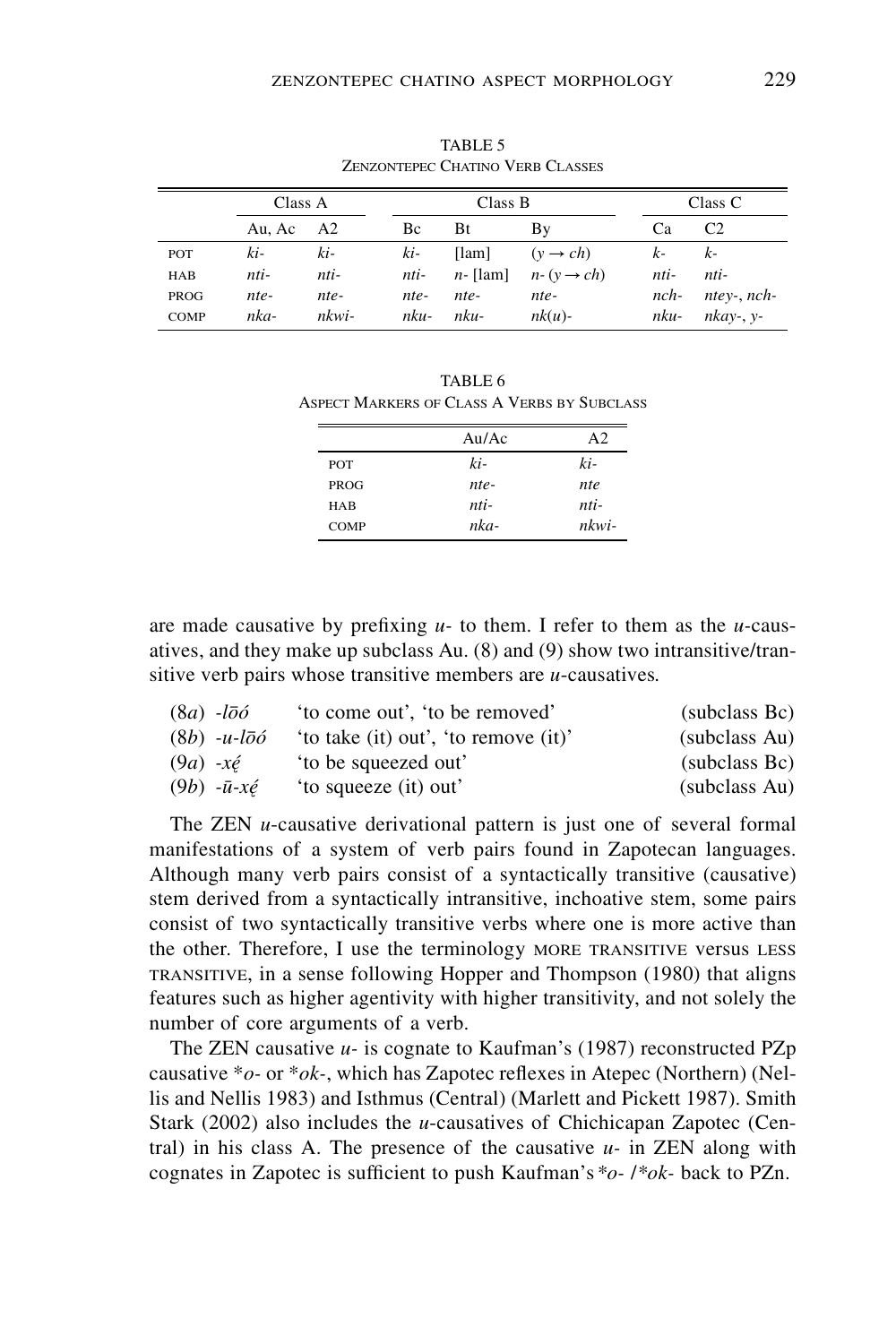TABLE 5
ZENZONTEPEC CHATINO VERB CLASSES

| | Class A | | Class B | | | Class C | |
|---|---|---|---|---|---|---|---|
| | Au, Ac | A2 | Bc | Bt | By | Ca | C2 |
| POT | *ki-* | *ki-* | *ki-* | [lam] | (*y* → *ch*) | *k-* | *k-* |
| HAB | *nti-* | *nti-* | *nti-* | *n-* [lam] | *n-* (*y* → *ch*) | *nti-* | *nti-* |
| PROG | *nte-* | *nte-* | *nte-* | *nte-* | *nte-* | *nch-* | *ntey-*, *nch-* |
| COMP | *nka-* | *nkwi-* | *nku-* | *nku-* | *nk*(*u*)- | *nku-* | *nkay-*, *y-* |

TABLE 6
ASPECT MARKERS OF CLASS A VERBS BY SUBCLASS

| | Au/Ac | A2 |
|---|---|---|
| POT | *ki-* | *ki-* |
| PROG | *nte-* | *nte* |
| HAB | *nti-* | *nti-* |
| COMP | *nka-* | *nkwi-* |

are made causative by prefixing *u-* to them. I refer to them as the *u*-causatives, and they make up subclass Au. (8) and (9) show two intransitive/transitive verb pairs whose transitive members are *u*-causatives.

| | | |
|---|---|---|
| (8*a*) *-lōó* | 'to come out', 'to be removed' | (subclass Bc) |
| (8*b*) *-u-lōó* | 'to take (it) out', 'to remove (it)' | (subclass Au) |
| (9*a*) *-xę́* | 'to be squeezed out' | (subclass Bc) |
| (9*b*) *-ū-xę́* | 'to squeeze (it) out' | (subclass Au) |

The ZEN *u*-causative derivational pattern is just one of several formal manifestations of a system of verb pairs found in Zapotecan languages. Although many verb pairs consist of a syntactically transitive (causative) stem derived from a syntactically intransitive, inchoative stem, some pairs consist of two syntactically transitive verbs where one is more active than the other. Therefore, I use the terminology MORE TRANSITIVE versus LESS TRANSITIVE, in a sense following Hopper and Thompson (1980) that aligns features such as higher agentivity with higher transitivity, and not solely the number of core arguments of a verb.

The ZEN causative *u-* is cognate to Kaufman's (1987) reconstructed PZp causative **o-* or **ok-*, which has Zapotec reflexes in Atepec (Northern) (Nellis and Nellis 1983) and Isthmus (Central) (Marlett and Pickett 1987). Smith Stark (2002) also includes the *u*-causatives of Chichicapan Zapotec (Central) in his class A. The presence of the causative *u-* in ZEN along with cognates in Zapotec is sufficient to push Kaufman's **o-* /**ok-* back to PZn.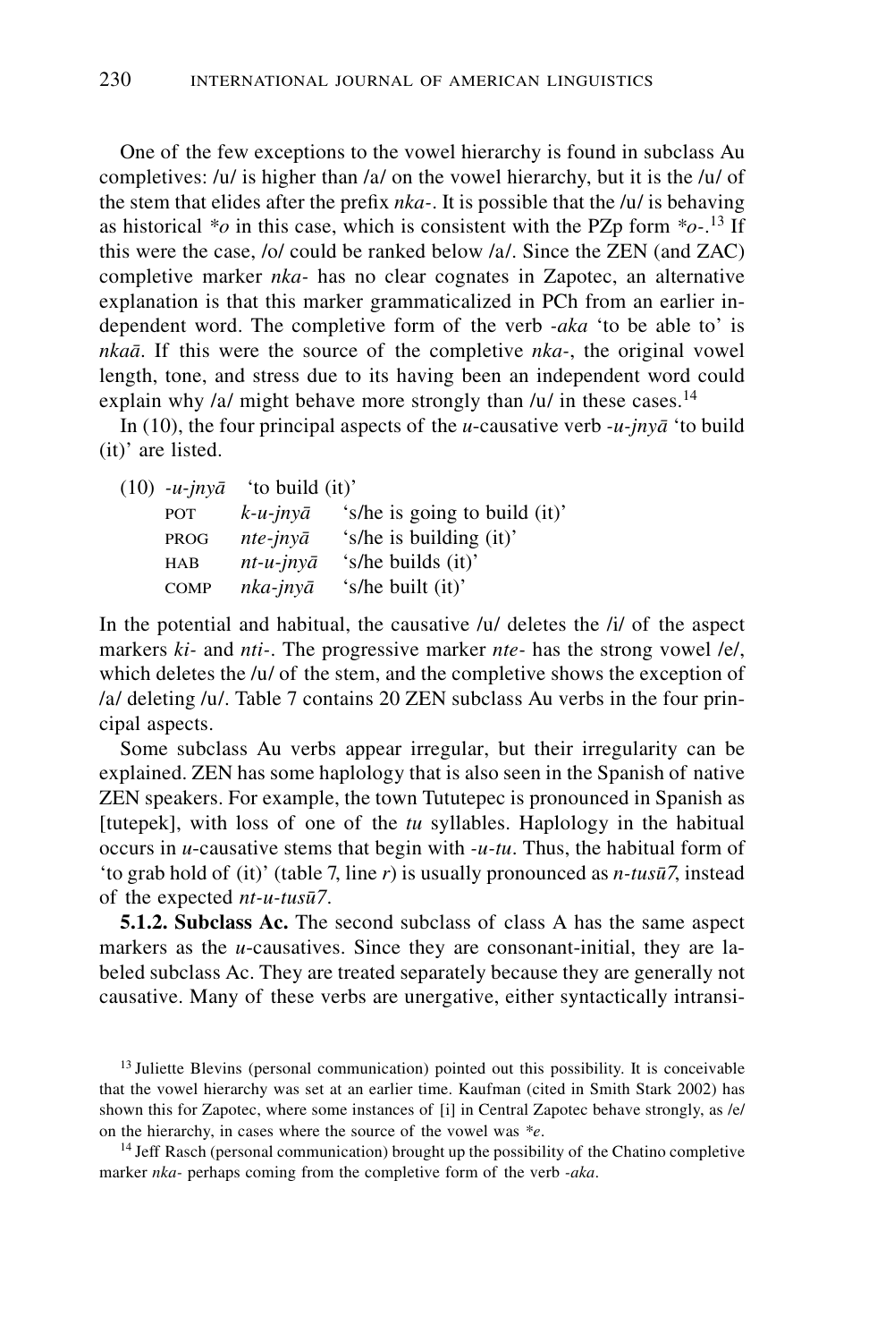One of the few exceptions to the vowel hierarchy is found in subclass Au completives: /u/ is higher than /a/ on the vowel hierarchy, but it is the /u/ of the stem that elides after the prefix *nka-*. It is possible that the /u/ is behaving as historical \**o* in this case, which is consistent with the PZp form \**o-*.[13] If this were the case, /o/ could be ranked below /a/. Since the ZEN (and ZAC) completive marker *nka-* has no clear cognates in Zapotec, an alternative explanation is that this marker grammaticalized in PCh from an earlier independent word. The completive form of the verb *-aka* 'to be able to' is *nkaā*. If this were the source of the completive *nka-*, the original vowel length, tone, and stress due to its having been an independent word could explain why /a/ might behave more strongly than /u/ in these cases.[14]

In (10), the four principal aspects of the *u*-causative verb *-u-jnyā* 'to build (it)' are listed.

(10) *-u-jnyā* 'to build (it)'

| | | |
|---|---|---|
| POT | *k-u-jnyā* | 's/he is going to build (it)' |
| PROG | *nte-jnyā* | 's/he is building (it)' |
| HAB | *nt-u-jnyā* | 's/he builds (it)' |
| COMP | *nka-jnyā* | 's/he built (it)' |

In the potential and habitual, the causative /u/ deletes the /i/ of the aspect markers *ki-* and *nti-*. The progressive marker *nte-* has the strong vowel /e/, which deletes the /u/ of the stem, and the completive shows the exception of /a/ deleting /u/. Table 7 contains 20 ZEN subclass Au verbs in the four principal aspects.

Some subclass Au verbs appear irregular, but their irregularity can be explained. ZEN has some haplology that is also seen in the Spanish of native ZEN speakers. For example, the town Tututepec is pronounced in Spanish as [tutepek], with loss of one of the *tu* syllables. Haplology in the habitual occurs in *u*-causative stems that begin with *-u-tu*. Thus, the habitual form of 'to grab hold of (it)' (table 7, line *r*) is usually pronounced as *n-tusū7*, instead of the expected *nt-u-tusū7*.

**5.1.2. Subclass Ac.** The second subclass of class A has the same aspect markers as the *u*-causatives. Since they are consonant-initial, they are labeled subclass Ac. They are treated separately because they are generally not causative. Many of these verbs are unergative, either syntactically intransi-

[13] Juliette Blevins (personal communication) pointed out this possibility. It is conceivable that the vowel hierarchy was set at an earlier time. Kaufman (cited in Smith Stark 2002) has shown this for Zapotec, where some instances of [i] in Central Zapotec behave strongly, as /e/ on the hierarchy, in cases where the source of the vowel was \**e*.

[14] Jeff Rasch (personal communication) brought up the possibility of the Chatino completive marker *nka-* perhaps coming from the completive form of the verb *-aka*.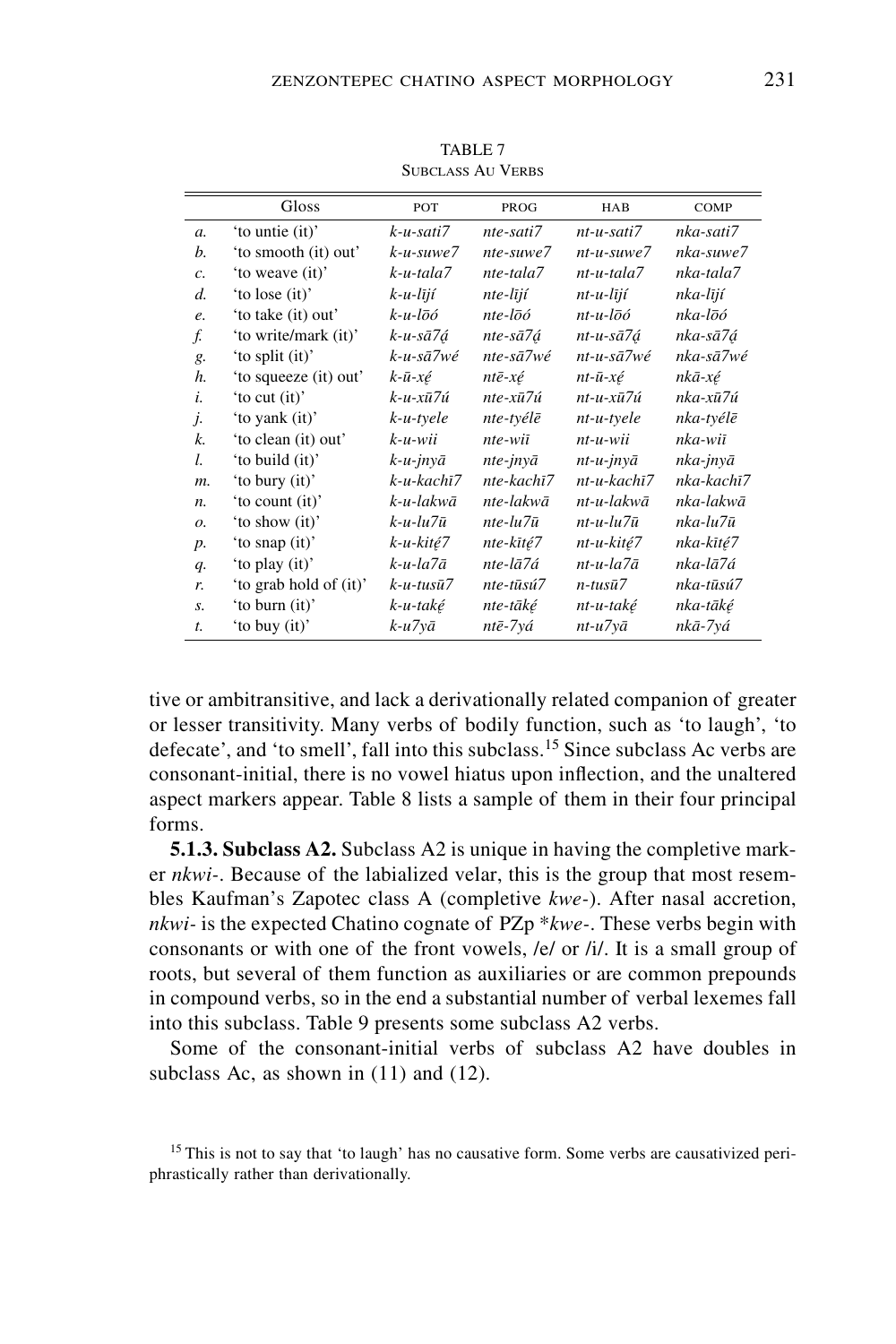TABLE 7
SUBCLASS AU VERBS

| | Gloss | POT | PROG | HAB | COMP |
|---|---|---|---|---|---|
| *a.* | 'to untie (it)' | *k-u-sati7* | *nte-sati7* | *nt-u-sati7* | *nka-sati7* |
| *b.* | 'to smooth (it) out' | *k-u-suwe7* | *nte-suwe7* | *nt-u-suwe7* | *nka-suwe7* |
| *c.* | 'to weave (it)' | *k-u-tala7* | *nte-tala7* | *nt-u-tala7* | *nka-tala7* |
| *d.* | 'to lose (it)' | *k-u-lījí* | *nte-lījí* | *nt-u-lījí* | *nka-lījí* |
| *e.* | 'to take (it) out' | *k-u-lōó* | *nte-lōó* | *nt-u-lōó* | *nka-lōó* |
| *f.* | 'to write/mark (it)' | *k-u-sā7ą́* | *nte-sā7ą́* | *nt-u-sā7ą́* | *nka-sā7ą́* |
| *g.* | 'to split (it)' | *k-u-sā7wé* | *nte-sā7wé* | *nt-u-sā7wé* | *nka-sā7wé* |
| *h.* | 'to squeeze (it) out' | *k-ū-xę́* | *ntē-xę́* | *nt-ū-xę́* | *nkā-xę́* |
| *i.* | 'to cut (it)' | *k-u-xū7ú* | *nte-xū7ú* | *nt-u-xū7ú* | *nka-xū7ú* |
| *j.* | 'to yank (it)' | *k-u-tyele* | *nte-tyélē* | *nt-u-tyele* | *nka-tyélē* |
| *k.* | 'to clean (it) out' | *k-u-wii* | *nte-wiī* | *nt-u-wii* | *nka-wiī* |
| *l.* | 'to build (it)' | *k-u-jnyā* | *nte-jnyā* | *nt-u-jnyā* | *nka-jnyā* |
| *m.* | 'to bury (it)' | *k-u-kachī7* | *nte-kachī7* | *nt-u-kachī7* | *nka-kachī7* |
| *n.* | 'to count (it)' | *k-u-lakwā* | *nte-lakwā* | *nt-u-lakwā* | *nka-lakwā* |
| *o.* | 'to show (it)' | *k-u-lu7ū* | *nte-lu7ū* | *nt-u-lu7ū* | *nka-lu7ū* |
| *p.* | 'to snap (it)' | *k-u-kitę́7* | *nte-kītę́7* | *nt-u-kitę́7* | *nka-kītę́7* |
| *q.* | 'to play (it)' | *k-u-la7ā* | *nte-lā7á* | *nt-u-la7ā* | *nka-lā7á* |
| *r.* | 'to grab hold of (it)' | *k-u-tusū7* | *nte-tūsú7* | *n-tusū7* | *nka-tūsú7* |
| *s.* | 'to burn (it)' | *k-u-takę́* | *nte-tākę́* | *nt-u-takę́* | *nka-tākę́* |
| *t.* | 'to buy (it)' | *k-u7yā* | *ntē-7yá* | *nt-u7yā* | *nkā-7yá* |

tive or ambitransitive, and lack a derivationally related companion of greater or lesser transitivity. Many verbs of bodily function, such as 'to laugh', 'to defecate', and 'to smell', fall into this subclass.[15] Since subclass Ac verbs are consonant-initial, there is no vowel hiatus upon inflection, and the unaltered aspect markers appear. Table 8 lists a sample of them in their four principal forms.

**5.1.3. Subclass A2.** Subclass A2 is unique in having the completive marker *nkwi-*. Because of the labialized velar, this is the group that most resembles Kaufman's Zapotec class A (completive *kwe-*). After nasal accretion, *nkwi-* is the expected Chatino cognate of PZp \**kwe-*. These verbs begin with consonants or with one of the front vowels, /e/ or /i/. It is a small group of roots, but several of them function as auxiliaries or are common prepounds in compound verbs, so in the end a substantial number of verbal lexemes fall into this subclass. Table 9 presents some subclass A2 verbs.

Some of the consonant-initial verbs of subclass A2 have doubles in subclass Ac, as shown in (11) and (12).

[15] This is not to say that 'to laugh' has no causative form. Some verbs are causativized periphrastically rather than derivationally.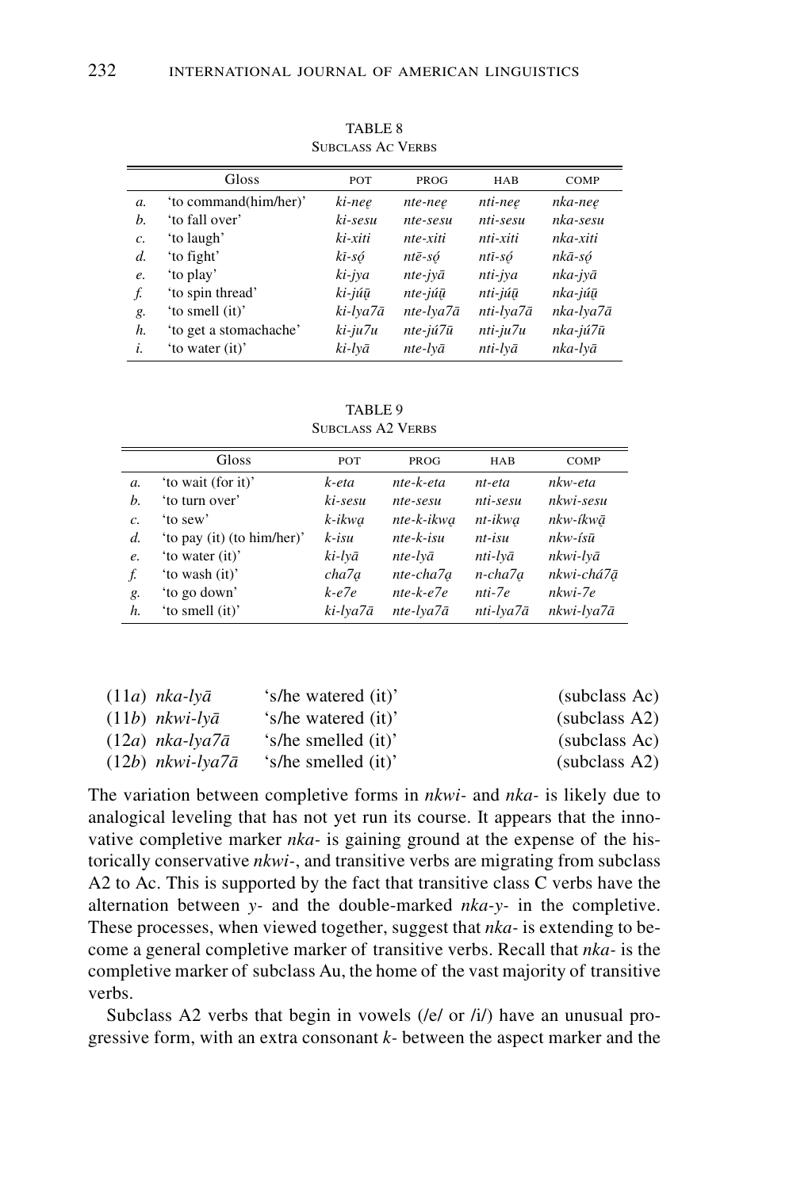TABLE 8
SUBCLASS Ac VERBS

| | Gloss | POT | PROG | HAB | COMP |
|---|---|---|---|---|---|
| *a.* | 'to command(him/her)' | *ki-neẹ* | *nte-neẹ* | *nti-neẹ* | *nka-neẹ* |
| *b.* | 'to fall over' | *ki-sesu* | *nte-sesu* | *nti-sesu* | *nka-sesu* |
| *c.* | 'to laugh' | *ki-xiti* | *nte-xiti* | *nti-xiti* | *nka-xiti* |
| *d.* | 'to fight' | *kī-sọ́* | *ntē-sọ́* | *ntī-sọ́* | *nkā-sọ́* |
| *e.* | 'to play' | *ki-jya* | *nte-jyā* | *nti-jya* | *nka-jyā* |
| *f.* | 'to spin thread' | *ki-júū̱* | *nte-júū̱* | *nti-júū̱* | *nka-júū̱* |
| *g.* | 'to smell (it)' | *ki-lya7ā* | *nte-lya7ā* | *nti-lya7ā* | *nka-lya7ā* |
| *h.* | 'to get a stomachache' | *ki-ju7u* | *nte-jú7ū* | *nti-ju7u* | *nka-jú7ū* |
| *i.* | 'to water (it)' | *ki-lyā* | *nte-lyā* | *nti-lyā* | *nka-lyā* |

TABLE 9
SUBCLASS A2 VERBS

| | Gloss | POT | PROG | HAB | COMP |
|---|---|---|---|---|---|
| *a.* | 'to wait (for it)' | *k-eta* | *nte-k-eta* | *nt-eta* | *nkw-eta* |
| *b.* | 'to turn over' | *ki-sesu* | *nte-sesu* | *nti-sesu* | *nkwi-sesu* |
| *c.* | 'to sew' | *k-ikwạ* | *nte-k-ikwạ* | *nt-ikwạ* | *nkw-íkwā̱* |
| *d.* | 'to pay (it) (to him/her)' | *k-isu* | *nte-k-isu* | *nt-isu* | *nkw-ísū* |
| *e.* | 'to water (it)' | *ki-lyā* | *nte-lyā* | *nti-lyā* | *nkwi-lyā* |
| *f.* | 'to wash (it)' | *cha7ạ* | *nte-cha7ạ* | *n-cha7ạ* | *nkwi-chá7ā̱* |
| *g.* | 'to go down' | *k-e7e* | *nte-k-e7e* | *nti-7e* | *nkwi-7e* |
| *h.* | 'to smell (it)' | *ki-lya7ā* | *nte-lya7ā* | *nti-lya7ā* | *nkwi-lya7ā* |

| | | |
|---|---|---|
| (11*a*) *nka-lyā* | 's/he watered (it)' | (subclass Ac) |
| (11*b*) *nkwi-lyā* | 's/he watered (it)' | (subclass A2) |
| (12*a*) *nka-lya7ā* | 's/he smelled (it)' | (subclass Ac) |
| (12*b*) *nkwi-lya7ā* | 's/he smelled (it)' | (subclass A2) |

The variation between completive forms in *nkwi-* and *nka-* is likely due to analogical leveling that has not yet run its course. It appears that the innovative completive marker *nka-* is gaining ground at the expense of the historically conservative *nkwi-*, and transitive verbs are migrating from subclass A2 to Ac. This is supported by the fact that transitive class C verbs have the alternation between *y-* and the double-marked *nka-y-* in the completive. These processes, when viewed together, suggest that *nka-* is extending to become a general completive marker of transitive verbs. Recall that *nka-* is the completive marker of subclass Au, the home of the vast majority of transitive verbs.

Subclass A2 verbs that begin in vowels (/e/ or /i/) have an unusual progressive form, with an extra consonant *k-* between the aspect marker and the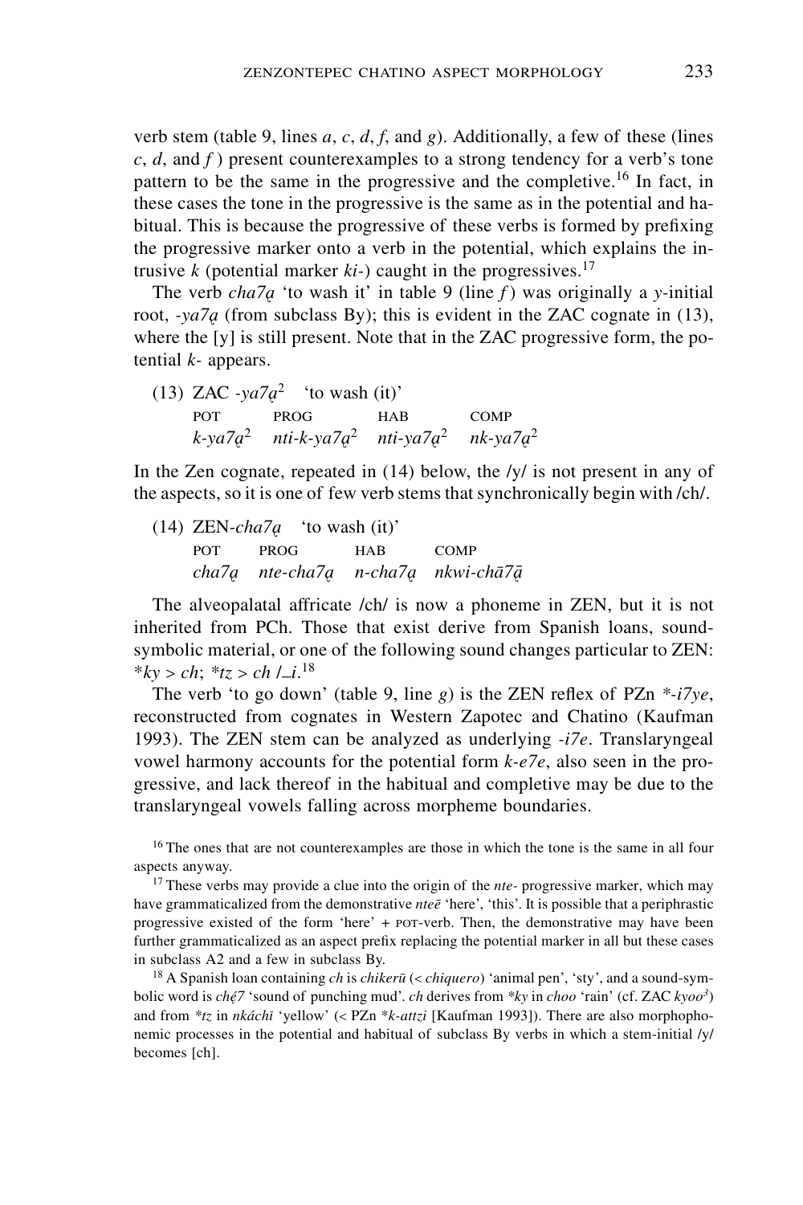verb stem (table 9, lines *a*, *c*, *d*, *f*, and *g*). Additionally, a few of these (lines *c*, *d*, and *f*) present counterexamples to a strong tendency for a verb's tone pattern to be the same in the progressive and the completive.[16] In fact, in these cases the tone in the progressive is the same as in the potential and habitual. This is because the progressive of these verbs is formed by prefixing the progressive marker onto a verb in the potential, which explains the intrusive *k* (potential marker *ki-*) caught in the progressives.[17]

The verb *cha7ą* 'to wash it' in table 9 (line *f*) was originally a *y*-initial root, *-ya7ą* (from subclass By); this is evident in the ZAC cognate in (13), where the [y] is still present. Note that in the ZAC progressive form, the potential *k-* appears.

(13) ZAC *-ya7ą²* 'to wash (it)'

| POT | PROG | HAB | COMP |
|---|---|---|---|
| *k-ya7ą²* | *nti-k-ya7ą²* | *nti-ya7ą²* | *nk-ya7ą²* |

In the Zen cognate, repeated in (14) below, the /y/ is not present in any of the aspects, so it is one of few verb stems that synchronically begin with /ch/.

(14) ZEN-*cha7ą* 'to wash (it)'

| POT | PROG | HAB | COMP |
|---|---|---|---|
| *cha7ą* | *nte-cha7ą* | *n-cha7ą* | *nkwi-chā7ą̄* |

The alveopalatal affricate /ch/ is now a phoneme in ZEN, but it is not inherited from PCh. Those that exist derive from Spanish loans, sound-symbolic material, or one of the following sound changes particular to ZEN: \**ky* > *ch*; \**tz* > *ch* /\_*i*.[18]

The verb 'to go down' (table 9, line *g*) is the ZEN reflex of PZn \**-i7ye*, reconstructed from cognates in Western Zapotec and Chatino (Kaufman 1993). The ZEN stem can be analyzed as underlying *-i7e*. Translaryngeal vowel harmony accounts for the potential form *k-e7e*, also seen in the progressive, and lack thereof in the habitual and completive may be due to the translaryngeal vowels falling across morpheme boundaries.

[16] The ones that are not counterexamples are those in which the tone is the same in all four aspects anyway.

[17] These verbs may provide a clue into the origin of the *nte-* progressive marker, which may have grammaticalized from the demonstrative *nteē* 'here', 'this'. It is possible that a periphrastic progressive existed of the form 'here' + POT-verb. Then, the demonstrative may have been further grammaticalized as an aspect prefix replacing the potential marker in all but these cases in subclass A2 and a few in subclass By.

[18] A Spanish loan containing *ch* is *chikerū* (< *chiquero*) 'animal pen', 'sty', and a sound-symbolic word is *chę́7* 'sound of punching mud'. *ch* derives from \**ky* in *choo* 'rain' (cf. ZAC *kyoo³*) and from \**tz* in *nkáchī* 'yellow' (< PZn \**k-attzi* [Kaufman 1993]). There are also morphophonemic processes in the potential and habitual of subclass By verbs in which a stem-initial /y/ becomes [ch].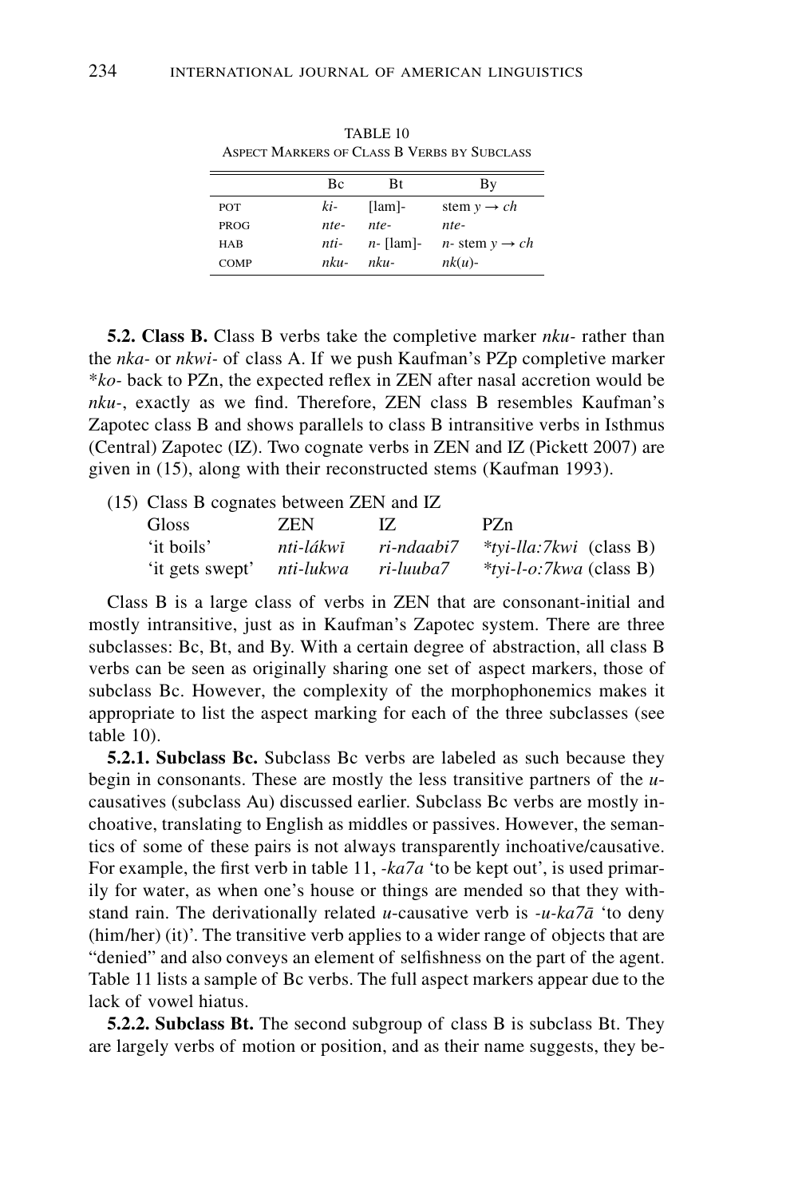TABLE 10
ASPECT MARKERS OF CLASS B VERBS BY SUBCLASS

| | Bc | Bt | By |
|---|---|---|---|
| POT | *ki-* | [lam]- | stem *y* → *ch* |
| PROG | *nte-* | *nte-* | *nte-* |
| HAB | *nti-* | *n-* [lam]- | *n-* stem *y* → *ch* |
| COMP | *nku-* | *nku-* | *nk*(*u*)- |

**5.2. Class B.** Class B verbs take the completive marker *nku-* rather than the *nka-* or *nkwi-* of class A. If we push Kaufman's PZp completive marker \**ko-* back to PZn, the expected reflex in ZEN after nasal accretion would be *nku-*, exactly as we find. Therefore, ZEN class B resembles Kaufman's Zapotec class B and shows parallels to class B intransitive verbs in Isthmus (Central) Zapotec (IZ). Two cognate verbs in ZEN and IZ (Pickett 2007) are given in (15), along with their reconstructed stems (Kaufman 1993).

(15) Class B cognates between ZEN and IZ

| Gloss | ZEN | IZ | PZn |
|---|---|---|---|
| 'it boils' | *nti-lákwī* | *ri-ndaabi7* | \**tyi-lla:7kwi* (class B) |
| 'it gets swept' | *nti-lukwa* | *ri-luuba7* | \**tyi-l-o:7kwa* (class B) |

Class B is a large class of verbs in ZEN that are consonant-initial and mostly intransitive, just as in Kaufman's Zapotec system. There are three subclasses: Bc, Bt, and By. With a certain degree of abstraction, all class B verbs can be seen as originally sharing one set of aspect markers, those of subclass Bc. However, the complexity of the morphophonemics makes it appropriate to list the aspect marking for each of the three subclasses (see table 10).

**5.2.1. Subclass Bc.** Subclass Bc verbs are labeled as such because they begin in consonants. These are mostly the less transitive partners of the *u*-causatives (subclass Au) discussed earlier. Subclass Bc verbs are mostly inchoative, translating to English as middles or passives. However, the semantics of some of these pairs is not always transparently inchoative/causative. For example, the first verb in table 11, *-ka7a* 'to be kept out', is used primarily for water, as when one's house or things are mended so that they withstand rain. The derivationally related *u*-causative verb is *-u-ka7ā* 'to deny (him/her) (it)'. The transitive verb applies to a wider range of objects that are "denied" and also conveys an element of selfishness on the part of the agent. Table 11 lists a sample of Bc verbs. The full aspect markers appear due to the lack of vowel hiatus.

**5.2.2. Subclass Bt.** The second subgroup of class B is subclass Bt. They are largely verbs of motion or position, and as their name suggests, they be-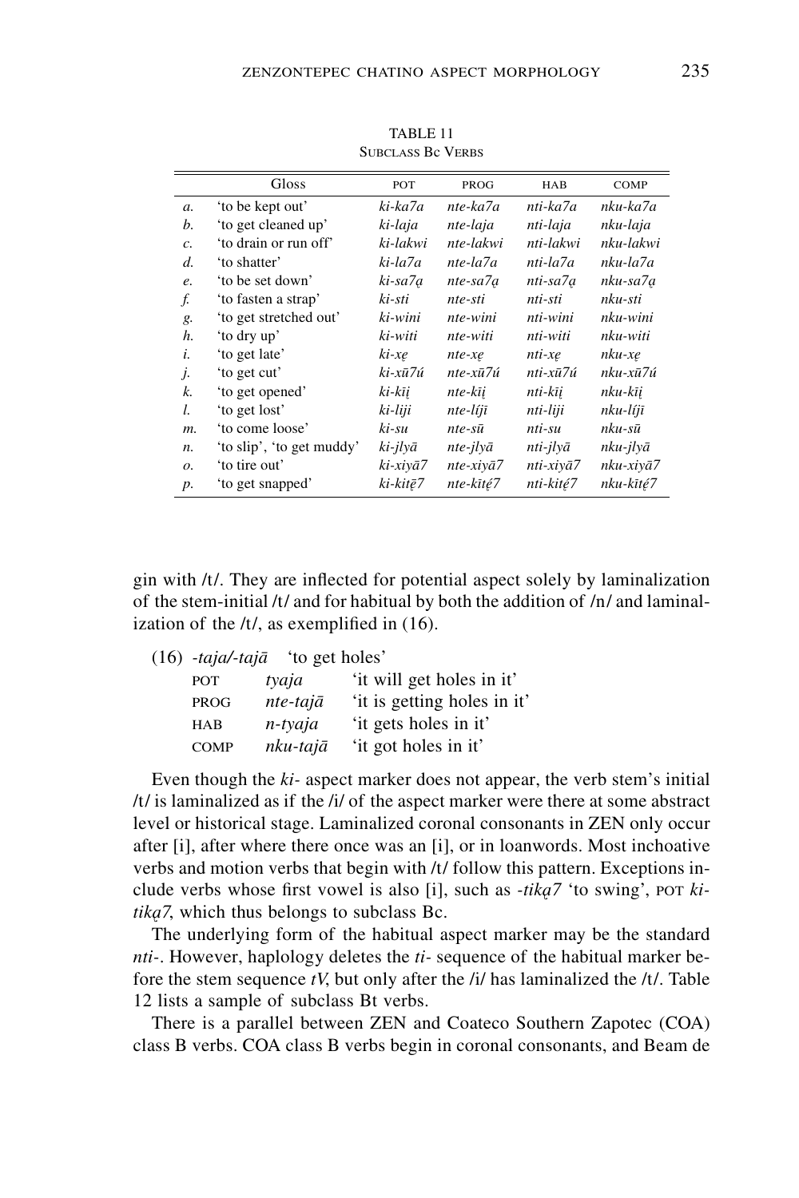TABLE 11
SUBCLASS Bc VERBS

| | Gloss | POT | PROG | HAB | COMP |
|---|---|---|---|---|---|
| *a.* | 'to be kept out' | *ki-ka7a* | *nte-ka7a* | *nti-ka7a* | *nku-ka7a* |
| *b.* | 'to get cleaned up' | *ki-laja* | *nte-laja* | *nti-laja* | *nku-laja* |
| *c.* | 'to drain or run off' | *ki-lakwi* | *nte-lakwi* | *nti-lakwi* | *nku-lakwi* |
| *d.* | 'to shatter' | *ki-la7a* | *nte-la7a* | *nti-la7a* | *nku-la7a* |
| *e.* | 'to be set down' | *ki-sa7ą* | *nte-sa7ą* | *nti-sa7ą* | *nku-sa7ą* |
| *f.* | 'to fasten a strap' | *ki-sti* | *nte-sti* | *nti-sti* | *nku-sti* |
| *g.* | 'to get stretched out' | *ki-wini* | *nte-wini* | *nti-wini* | *nku-wini* |
| *h.* | 'to dry up' | *ki-witi* | *nte-witi* | *nti-witi* | *nku-witi* |
| *i.* | 'to get late' | *ki-xę* | *nte-xę* | *nti-xę* | *nku-xę* |
| *j.* | 'to get cut' | *ki-xū7ú* | *nte-xū7ú* | *nti-xū7ú* | *nku-xū7ú* |
| *k.* | 'to get opened' | *ki-kīį* | *nte-kīį* | *nti-kīį* | *nku-kīį* |
| *l.* | 'to get lost' | *ki-liji* | *nte-líjī* | *nti-liji* | *nku-líjī* |
| *m.* | 'to come loose' | *ki-su* | *nte-sū* | *nti-su* | *nku-sū* |
| *n.* | 'to slip', 'to get muddy' | *ki-jlyā* | *nte-jlyā* | *nti-jlyā* | *nku-jlyā* |
| *o.* | 'to tire out' | *ki-xiyā7* | *nte-xiyā7* | *nti-xiyā7* | *nku-xiyā7* |
| *p.* | 'to get snapped' | *ki-kitę̄7* | *nte-kītę́7* | *nti-kitę́7* | *nku-kītę́7* |

gin with /t/. They are inflected for potential aspect solely by laminalization of the stem-initial /t/ and for habitual by both the addition of /n/ and laminalization of the /t/, as exemplified in (16).

(16) *-taja/-tajā* 'to get holes'

| | | |
|---|---|---|
| POT | *tyaja* | 'it will get holes in it' |
| PROG | *nte-tajā* | 'it is getting holes in it' |
| HAB | *n-tyaja* | 'it gets holes in it' |
| COMP | *nku-tajā* | 'it got holes in it' |

Even though the *ki-* aspect marker does not appear, the verb stem's initial /t/ is laminalized as if the /i/ of the aspect marker were there at some abstract level or historical stage. Laminalized coronal consonants in ZEN only occur after [i], after where there once was an [i], or in loanwords. Most inchoative verbs and motion verbs that begin with /t/ follow this pattern. Exceptions include verbs whose first vowel is also [i], such as *-tiką7* 'to swing', POT *ki-tiką7*, which thus belongs to subclass Bc.

The underlying form of the habitual aspect marker may be the standard *nti-*. However, haplology deletes the *ti-* sequence of the habitual marker before the stem sequence *tV*, but only after the /i/ has laminalized the /t/. Table 12 lists a sample of subclass Bt verbs.

There is a parallel between ZEN and Coateco Southern Zapotec (COA) class B verbs. COA class B verbs begin in coronal consonants, and Beam de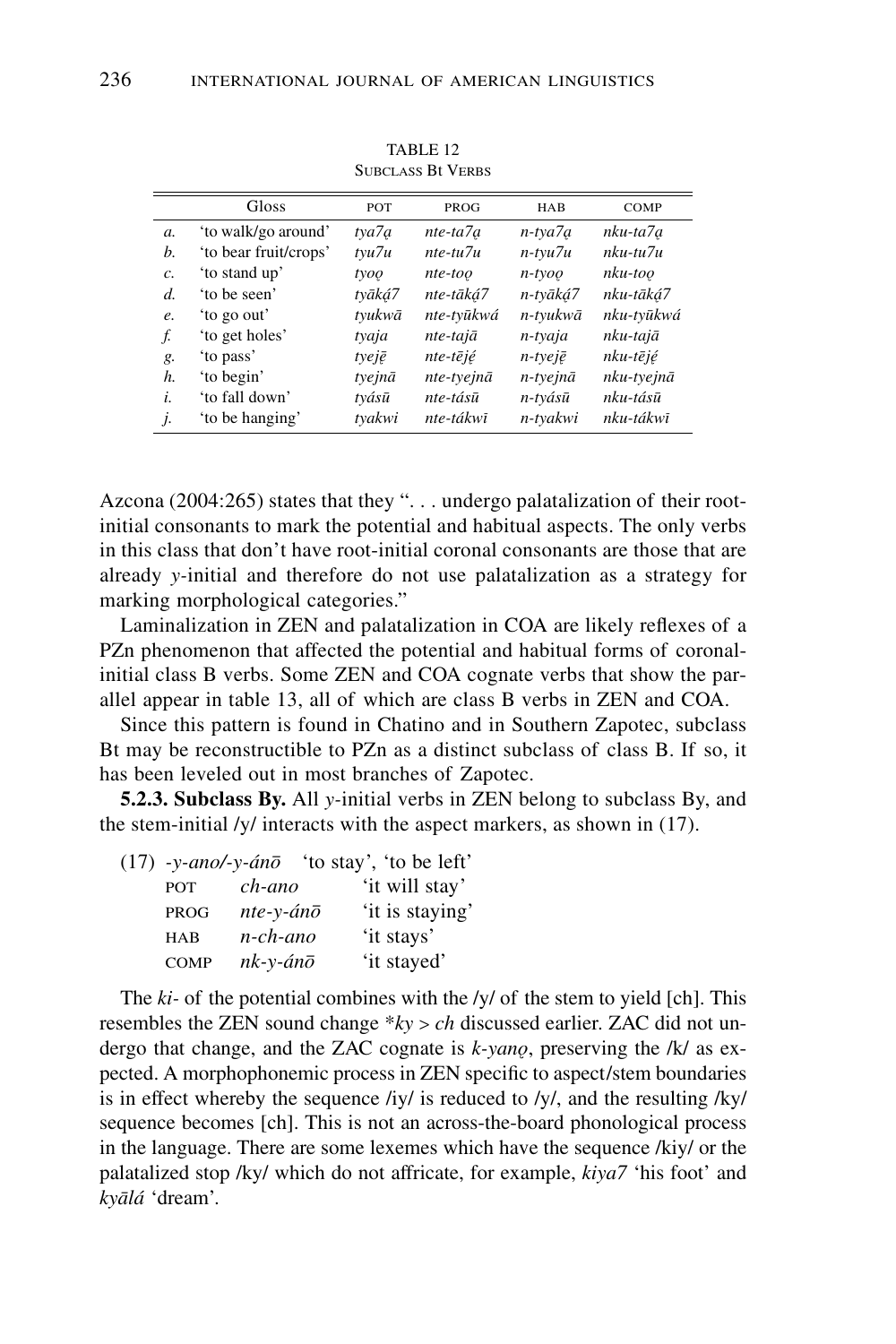TABLE 12
SUBCLASS Bt VERBS

| | Gloss | POT | PROG | HAB | COMP |
|---|---|---|---|---|---|
| *a.* | 'to walk/go around' | *tya7ą* | *nte-ta7ą* | *n-tya7ą* | *nku-ta7ą* |
| *b.* | 'to bear fruit/crops' | *tyu7u* | *nte-tu7u* | *n-tyu7u* | *nku-tu7u* |
| *c.* | 'to stand up' | *tyoǫ* | *nte-toǫ* | *n-tyoǫ* | *nku-toǫ* |
| *d.* | 'to be seen' | *tyākǫ́7* | *nte-tākǫ́7* | *n-tyākǫ́7* | *nku-tākǫ́7* |
| *e.* | 'to go out' | *tyukwā* | *nte-tyūkwá* | *n-tyukwā* | *nku-tyūkwá* |
| *f.* | 'to get holes' | *tyaja* | *nte-tajā* | *n-tyaja* | *nku-tajā* |
| *g.* | 'to pass' | *tyejē̜* | *nte-tējé̜* | *n-tyejē̜* | *nku-tējé̜* |
| *h.* | 'to begin' | *tyejnā* | *nte-tyejnā* | *n-tyejnā* | *nku-tyejnā* |
| *i.* | 'to fall down' | *tyásū* | *nte-tásū* | *n-tyásū* | *nku-tásū* |
| *j.* | 'to be hanging' | *tyakwi* | *nte-tákwī* | *n-tyakwi* | *nku-tákwī* |

Azcona (2004:265) states that they ". . . undergo palatalization of their root-initial consonants to mark the potential and habitual aspects. The only verbs in this class that don't have root-initial coronal consonants are those that are already *y*-initial and therefore do not use palatalization as a strategy for marking morphological categories."

Laminalization in ZEN and palatalization in COA are likely reflexes of a PZn phenomenon that affected the potential and habitual forms of coronal-initial class B verbs. Some ZEN and COA cognate verbs that show the parallel appear in table 13, all of which are class B verbs in ZEN and COA.

Since this pattern is found in Chatino and in Southern Zapotec, subclass Bt may be reconstructible to PZn as a distinct subclass of class B. If so, it has been leveled out in most branches of Zapotec.

**5.2.3. Subclass By.** All *y*-initial verbs in ZEN belong to subclass By, and the stem-initial /y/ interacts with the aspect markers, as shown in (17).

(17) *-y-ano/-y-ánō* 'to stay', 'to be left'

| | | |
|---|---|---|
| POT | *ch-ano* | 'it will stay' |
| PROG | *nte-y-ánō* | 'it is staying' |
| HAB | *n-ch-ano* | 'it stays' |
| COMP | *nk-y-ánō* | 'it stayed' |

The *ki-* of the potential combines with the /y/ of the stem to yield [ch]. This resembles the ZEN sound change *\*ky > ch* discussed earlier. ZAC did not undergo that change, and the ZAC cognate is *k-yanǫ*, preserving the /k/ as expected. A morphophonemic process in ZEN specific to aspect/stem boundaries is in effect whereby the sequence /iy/ is reduced to /y/, and the resulting /ky/ sequence becomes [ch]. This is not an across-the-board phonological process in the language. There are some lexemes which have the sequence /kiy/ or the palatalized stop /ky/ which do not affricate, for example, *kiya7* 'his foot' and *kyālá* 'dream'.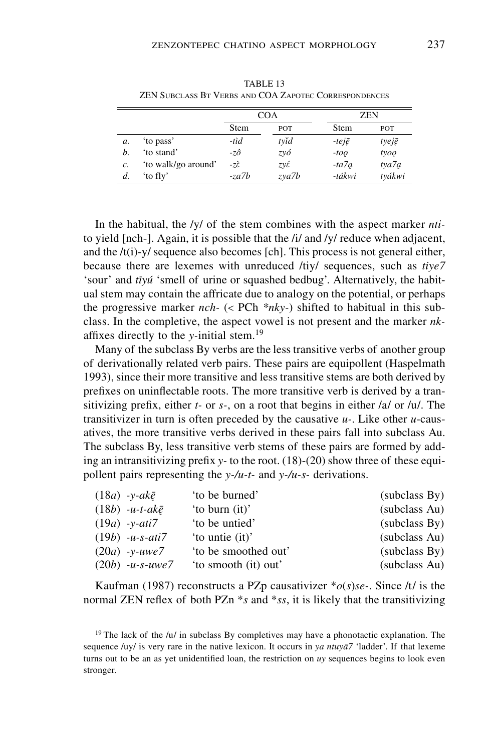TABLE 13
ZEN Subclass Bt Verbs and COA Zapotec Correspondences

| | | COA | | ZEN | |
|---|---|---|---|---|---|
| | | Stem | POT | Stem | POT |
| *a.* | 'to pass' | *-tìd* | *tyǐd* | *-tejē̜* | *tyejē̜* |
| *b.* | 'to stand' | *-zô* | *zyó* | *-too̜* | *tyoo̜* |
| *c.* | 'to walk/go around' | *-zɛ̀* | *zyɛ́* | *-ta7a̜* | *tya7a̜* |
| *d.* | 'to fly' | *-za7b* | *zya7b* | *-tákwi* | *tyákwi* |

In the habitual, the /y/ of the stem combines with the aspect marker *nti-* to yield [nch-]. Again, it is possible that the /i/ and /y/ reduce when adjacent, and the /t(i)-y/ sequence also becomes [ch]. This process is not general either, because there are lexemes with unreduced /tiy/ sequences, such as *tiye7* 'sour' and *tīyú* 'smell of urine or squashed bedbug'. Alternatively, the habitual stem may contain the affricate due to analogy on the potential, or perhaps the progressive marker *nch-* (< PCh *\*nky-*) shifted to habitual in this subclass. In the completive, the aspect vowel is not present and the marker *nk-* affixes directly to the *y*-initial stem.[19]

Many of the subclass By verbs are the less transitive verbs of another group of derivationally related verb pairs. These pairs are equipollent (Haspelmath 1993), since their more transitive and less transitive stems are both derived by prefixes on uninflectable roots. The more transitive verb is derived by a transitivizing prefix, either *t-* or *s-*, on a root that begins in either /a/ or /u/. The transitivizer in turn is often preceded by the causative *u-*. Like other *u*-causatives, the more transitive verbs derived in these pairs fall into subclass Au. The subclass By, less transitive verb stems of these pairs are formed by adding an intransitivizing prefix *y-* to the root. (18)-(20) show three of these equipollent pairs representing the *y-/u-t-* and *y-/u-s-* derivations.

| | | |
|---|---|---|
| (18*a*) *-y-akē̜* | 'to be burned' | (subclass By) |
| (18*b*) *-u-t-akē̜* | 'to burn (it)' | (subclass Au) |
| (19*a*) *-y-ati7* | 'to be untied' | (subclass By) |
| (19*b*) *-u-s-ati7* | 'to untie (it)' | (subclass Au) |
| (20*a*) *-y-uwe7* | 'to be smoothed out' | (subclass By) |
| (20*b*) *-u-s-uwe7* | 'to smooth (it) out' | (subclass Au) |

Kaufman (1987) reconstructs a PZp causativizer \**o*(*s*)*se-*. Since /t/ is the normal ZEN reflex of both PZn \**s* and \**ss*, it is likely that the transitivizing

[19] The lack of the /u/ in subclass By completives may have a phonotactic explanation. The sequence /uy/ is very rare in the native lexicon. It occurs in *ya ntuyā7* 'ladder'. If that lexeme turns out to be an as yet unidentified loan, the restriction on *uy* sequences begins to look even stronger.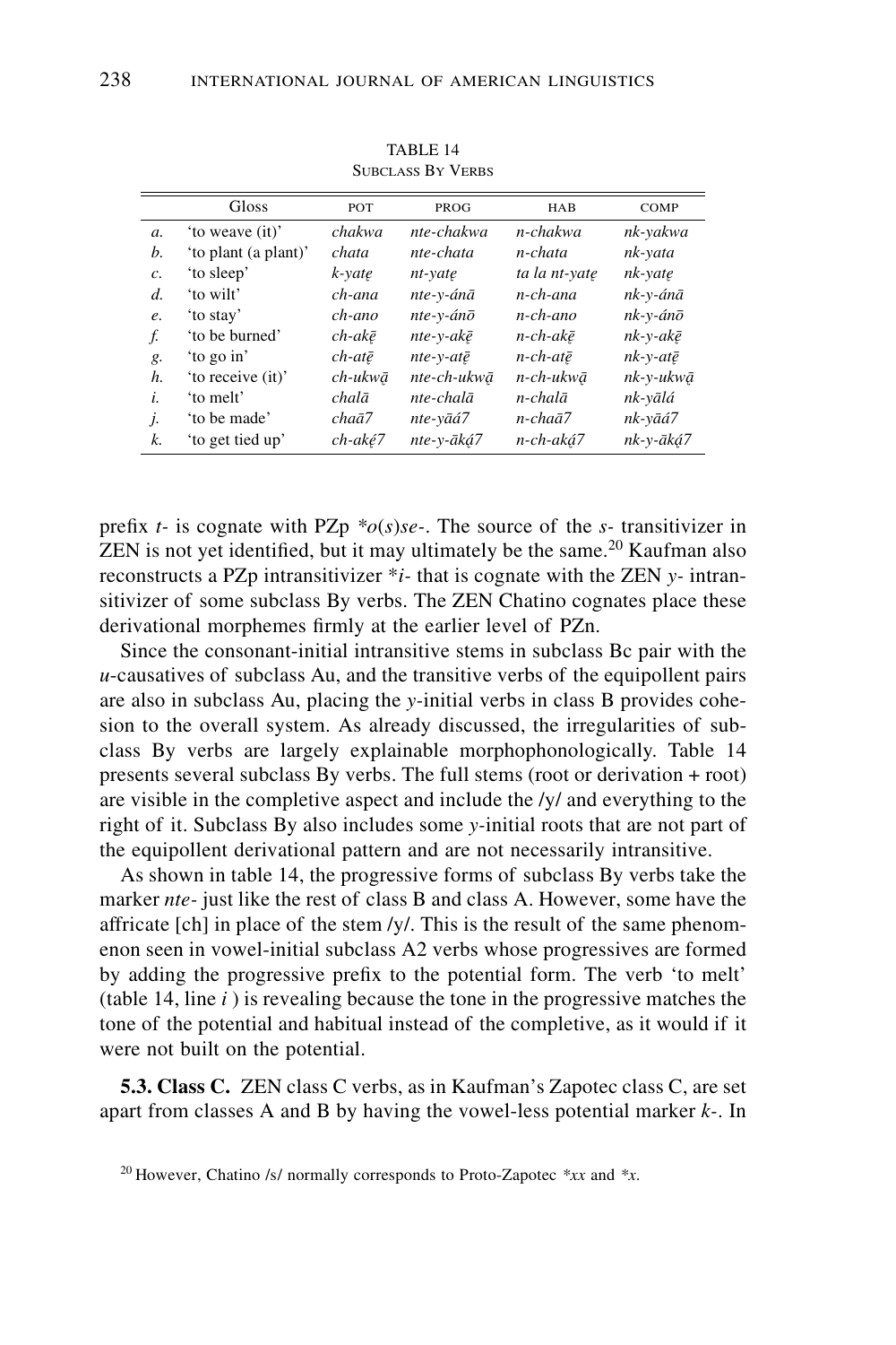TABLE 14
SUBCLASS BY VERBS

| | Gloss | POT | PROG | HAB | COMP |
|---|---|---|---|---|---|
| *a.* | 'to weave (it)' | *chakwa* | *nte-chakwa* | *n-chakwa* | *nk-yakwa* |
| *b.* | 'to plant (a plant)' | *chata* | *nte-chata* | *n-chata* | *nk-yata* |
| *c.* | 'to sleep' | *k-yatę* | *nt-yatę* | *ta la nt-yatę* | *nk-yatę* |
| *d.* | 'to wilt' | *ch-ana* | *nte-y-ánā* | *n-ch-ana* | *nk-y-ánā* |
| *e.* | 'to stay' | *ch-ano* | *nte-y-ánō* | *n-ch-ano* | *nk-y-ánō* |
| *f.* | 'to be burned' | *ch-akę̄* | *nte-y-akę̄* | *n-ch-akę̄* | *nk-y-akę̄* |
| *g.* | 'to go in' | *ch-atę̄* | *nte-y-atę̄* | *n-ch-atę̄* | *nk-y-atę̄* |
| *h.* | 'to receive (it)' | *ch-ukwą̄* | *nte-ch-ukwą̄* | *n-ch-ukwą̄* | *nk-y-ukwą̄* |
| *i.* | 'to melt' | *chalā* | *nte-chalā* | *n-chalā* | *nk-yālá* |
| *j.* | 'to be made' | *chaā7* | *nte-yāá7* | *n-chaā7* | *nk-yāá7* |
| *k.* | 'to get tied up' | *ch-aké̜7* | *nte-y-ākḁ́7* | *n-ch-aká̜7* | *nk-y-āká̜7* |

prefix *t-* is cognate with PZp *\*o(s)se-*. The source of the *s-* transitivizer in ZEN is not yet identified, but it may ultimately be the same.[20] Kaufman also reconstructs a PZp intransitivizer *\*i-* that is cognate with the ZEN *y-* intransitivizer of some subclass By verbs. The ZEN Chatino cognates place these derivational morphemes firmly at the earlier level of PZn.

Since the consonant-initial intransitive stems in subclass Bc pair with the *u*-causatives of subclass Au, and the transitive verbs of the equipollent pairs are also in subclass Au, placing the *y*-initial verbs in class B provides cohesion to the overall system. As already discussed, the irregularities of subclass By verbs are largely explainable morphophonologically. Table 14 presents several subclass By verbs. The full stems (root or derivation + root) are visible in the completive aspect and include the /y/ and everything to the right of it. Subclass By also includes some *y*-initial roots that are not part of the equipollent derivational pattern and are not necessarily intransitive.

As shown in table 14, the progressive forms of subclass By verbs take the marker *nte-* just like the rest of class B and class A. However, some have the affricate [ch] in place of the stem /y/. This is the result of the same phenomenon seen in vowel-initial subclass A2 verbs whose progressives are formed by adding the progressive prefix to the potential form. The verb 'to melt' (table 14, line *i* ) is revealing because the tone in the progressive matches the tone of the potential and habitual instead of the completive, as it would if it were not built on the potential.

**5.3. Class C.** ZEN class C verbs, as in Kaufman's Zapotec class C, are set apart from classes A and B by having the vowel-less potential marker *k-*. In

[20] However, Chatino /s/ normally corresponds to Proto-Zapotec *\*xx* and *\*x*.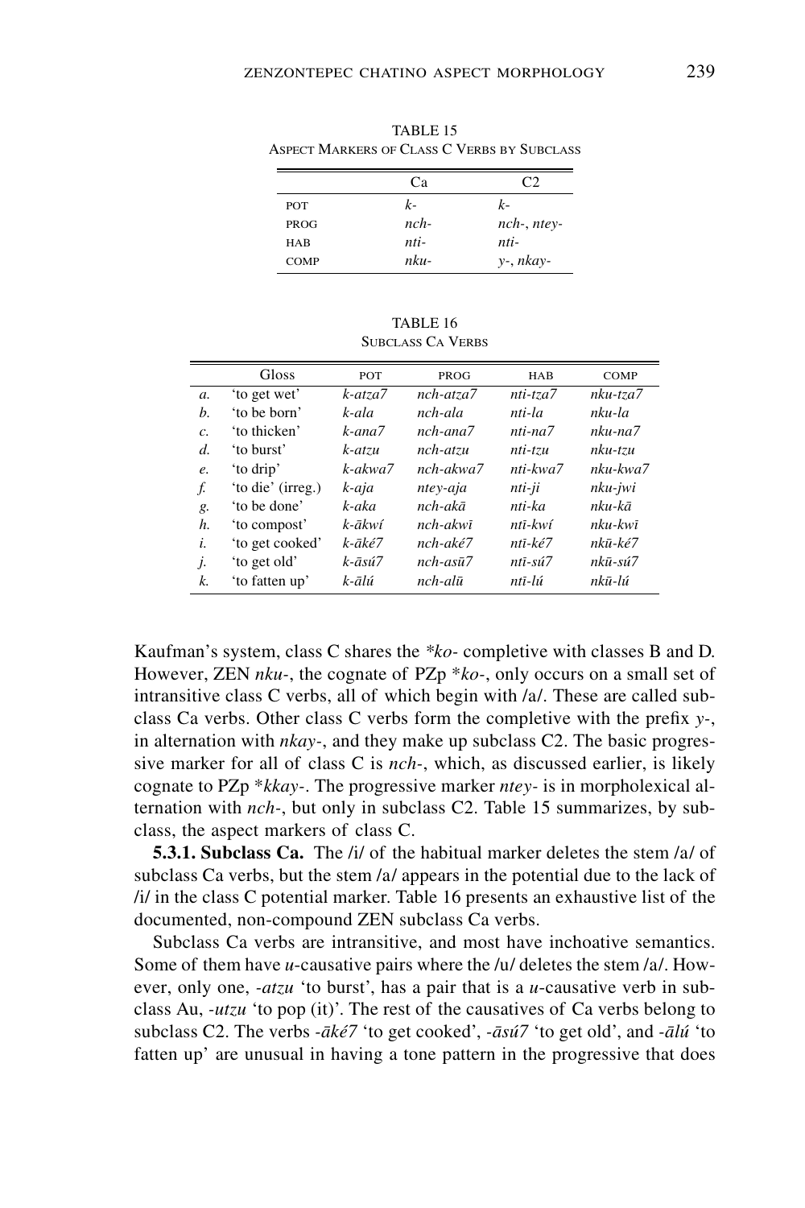TABLE 15
ASPECT MARKERS OF CLASS C VERBS BY SUBCLASS

| | Ca | C2 |
|---|---|---|
| POT | *k-* | *k-* |
| PROG | *nch-* | *nch-*, *ntey-* |
| HAB | *nti-* | *nti-* |
| COMP | *nku-* | *y-*, *nkay-* |

TABLE 16
SUBCLASS CA VERBS

| | Gloss | POT | PROG | HAB | COMP |
|---|---|---|---|---|---|
| *a.* | 'to get wet' | *k-atza7* | *nch-atza7* | *nti-tza7* | *nku-tza7* |
| *b.* | 'to be born' | *k-ala* | *nch-ala* | *nti-la* | *nku-la* |
| *c.* | 'to thicken' | *k-ana7* | *nch-ana7* | *nti-na7* | *nku-na7* |
| *d.* | 'to burst' | *k-atzu* | *nch-atzu* | *nti-tzu* | *nku-tzu* |
| *e.* | 'to drip' | *k-akwa7* | *nch-akwa7* | *nti-kwa7* | *nku-kwa7* |
| *f.* | 'to die' (irreg.) | *k-aja* | *ntey-aja* | *nti-ji* | *nku-jwi* |
| *g.* | 'to be done' | *k-aka* | *nch-akā* | *nti-ka* | *nku-kā* |
| *h.* | 'to compost' | *k-ākwí* | *nch-akwī* | *ntī-kwí* | *nku-kwī* |
| *i.* | 'to get cooked' | *k-ākḗ7* | *nch-aké7* | *ntī-ké7* | *nkū-ké7* |
| *j.* | 'to get old' | *k-āsú7* | *nch-asū7* | *ntī-sú7* | *nkū-sú7* |
| *k.* | 'to fatten up' | *k-ālú* | *nch-alū* | *ntī-lú* | *nkū-lú* |

Kaufman's system, class C shares the *\*ko-* completive with classes B and D. However, ZEN *nku-*, the cognate of PZp \**ko-*, only occurs on a small set of intransitive class C verbs, all of which begin with /a/. These are called subclass Ca verbs. Other class C verbs form the completive with the prefix *y-*, in alternation with *nkay-*, and they make up subclass C2. The basic progressive marker for all of class C is *nch-*, which, as discussed earlier, is likely cognate to PZp \**kkay-*. The progressive marker *ntey-* is in morpholexical alternation with *nch-*, but only in subclass C2. Table 15 summarizes, by subclass, the aspect markers of class C.

**5.3.1. Subclass Ca.** The /i/ of the habitual marker deletes the stem /a/ of subclass Ca verbs, but the stem /a/ appears in the potential due to the lack of /i/ in the class C potential marker. Table 16 presents an exhaustive list of the documented, non-compound ZEN subclass Ca verbs.

Subclass Ca verbs are intransitive, and most have inchoative semantics. Some of them have *u*-causative pairs where the /u/ deletes the stem /a/. However, only one, *-atzu* 'to burst', has a pair that is a *u*-causative verb in subclass Au, *-utzu* 'to pop (it)'. The rest of the causatives of Ca verbs belong to subclass C2. The verbs *-ākḗ7* 'to get cooked', *-āsú7* 'to get old', and *-ālú* 'to fatten up' are unusual in having a tone pattern in the progressive that does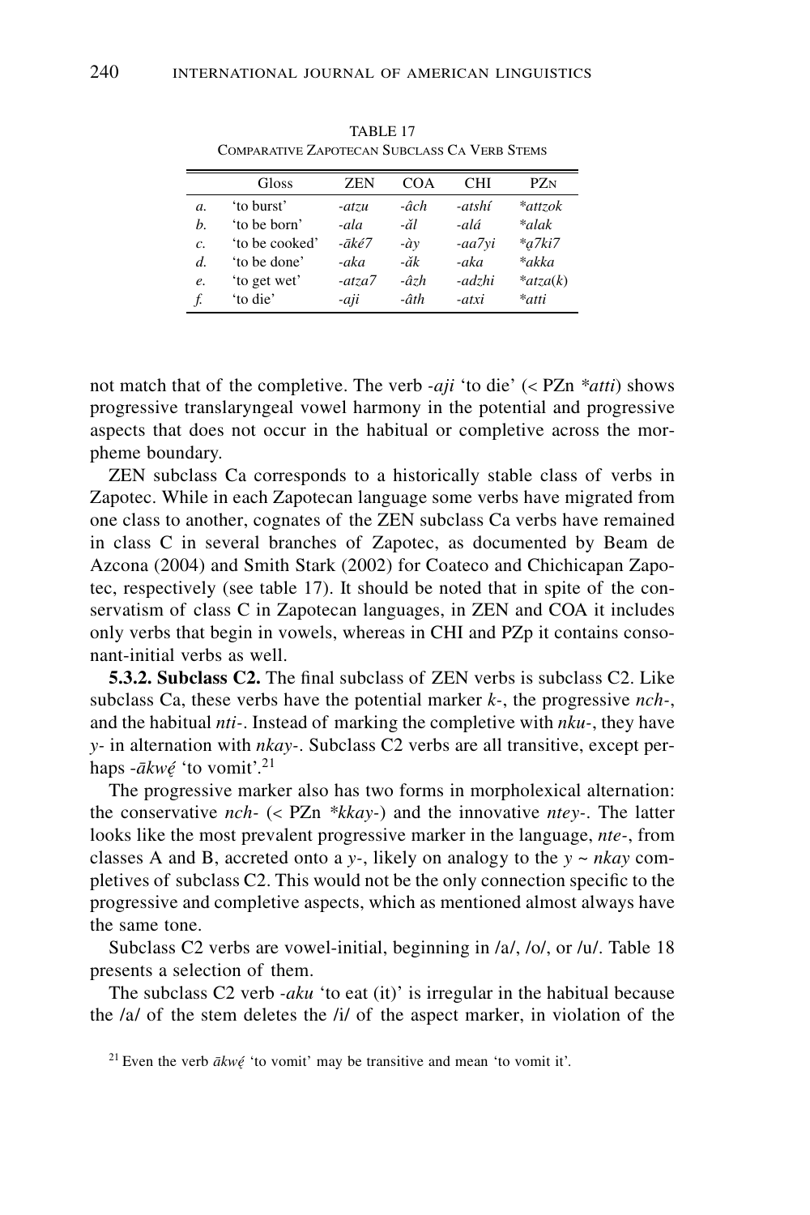TABLE 17
COMPARATIVE ZAPOTECAN SUBCLASS CA VERB STEMS

| | Gloss | ZEN | COA | CHI | PZn |
|---|---|---|---|---|---|
| *a.* | 'to burst' | *-atzu* | *-âch* | *-atshí* | *\*attzok* |
| *b.* | 'to be born' | *-ala* | *-ăl* | *-alá* | *\*alak* |
| *c.* | 'to be cooked' | *-ākḗ7* | *-ày* | *-aa7yi* | *\*a7ki7* |
| *d.* | 'to be done' | *-aka* | *-ăk* | *-aka* | *\*akka* |
| *e.* | 'to get wet' | *-atza7* | *-âzh* | *-adzhi* | *\*atza(k)* |
| *f.* | 'to die' | *-aji* | *-âth* | *-atxi* | *\*atti* |

not match that of the completive. The verb *-aji* 'to die' (< PZn *\*atti*) shows progressive translaryngeal vowel harmony in the potential and progressive aspects that does not occur in the habitual or completive across the morpheme boundary.

ZEN subclass Ca corresponds to a historically stable class of verbs in Zapotec. While in each Zapotecan language some verbs have migrated from one class to another, cognates of the ZEN subclass Ca verbs have remained in class C in several branches of Zapotec, as documented by Beam de Azcona (2004) and Smith Stark (2002) for Coateco and Chichicapan Zapotec, respectively (see table 17). It should be noted that in spite of the conservatism of class C in Zapotecan languages, in ZEN and COA it includes only verbs that begin in vowels, whereas in CHI and PZp it contains consonant-initial verbs as well.

**5.3.2. Subclass C2.** The final subclass of ZEN verbs is subclass C2. Like subclass Ca, these verbs have the potential marker *k-*, the progressive *nch-*, and the habitual *nti-*. Instead of marking the completive with *nku-*, they have *y-* in alternation with *nkay-*. Subclass C2 verbs are all transitive, except perhaps *-ākwḗ* 'to vomit'.[21]

The progressive marker also has two forms in morpholexical alternation: the conservative *nch-* (< PZn *\*kkay-*) and the innovative *ntey-*. The latter looks like the most prevalent progressive marker in the language, *nte-*, from classes A and B, accreted onto a *y-*, likely on analogy to the *y* ~ *nkay* completives of subclass C2. This would not be the only connection specific to the progressive and completive aspects, which as mentioned almost always have the same tone.

Subclass C2 verbs are vowel-initial, beginning in /a/, /o/, or /u/. Table 18 presents a selection of them.

The subclass C2 verb *-aku* 'to eat (it)' is irregular in the habitual because the /a/ of the stem deletes the /i/ of the aspect marker, in violation of the

[21] Even the verb *ākwḗ* 'to vomit' may be transitive and mean 'to vomit it'.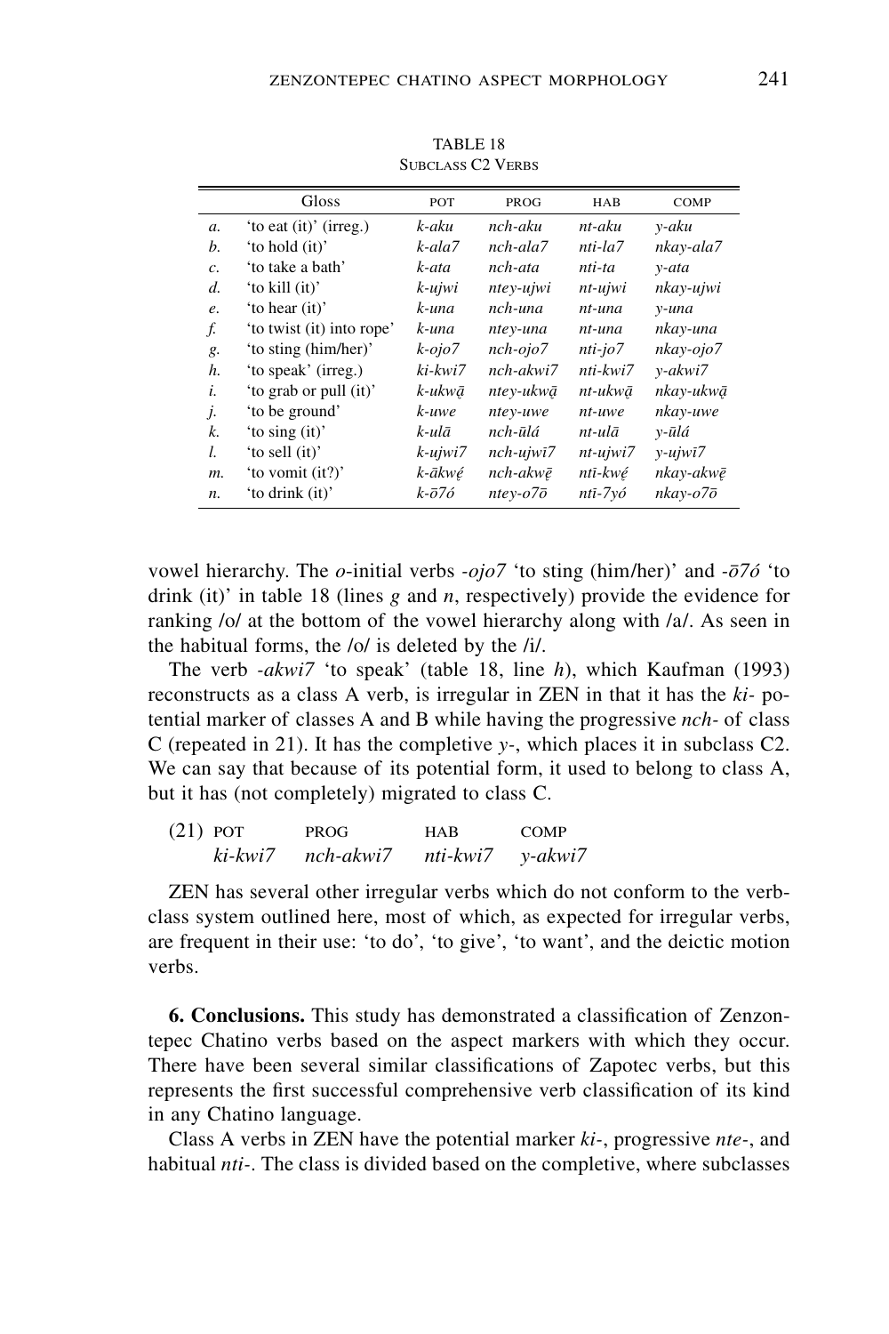TABLE 18
SUBCLASS C2 VERBS

| | Gloss | POT | PROG | HAB | COMP |
|---|---|---|---|---|---|
| *a.* | 'to eat (it)' (irreg.) | *k-aku* | *nch-aku* | *nt-aku* | *y-aku* |
| *b.* | 'to hold (it)' | *k-ala7* | *nch-ala7* | *nti-la7* | *nkay-ala7* |
| *c.* | 'to take a bath' | *k-ata* | *nch-ata* | *nti-ta* | *y-ata* |
| *d.* | 'to kill (it)' | *k-ujwi* | *ntey-ujwi* | *nt-ujwi* | *nkay-ujwi* |
| *e.* | 'to hear (it)' | *k-una* | *nch-una* | *nt-una* | *y-una* |
| *f.* | 'to twist (it) into rope' | *k-una* | *ntey-una* | *nt-una* | *nkay-una* |
| *g.* | 'to sting (him/her)' | *k-ojo7* | *nch-ojo7* | *nti-jo7* | *nkay-ojo7* |
| *h.* | 'to speak' (irreg.) | *ki-kwi7* | *nch-akwi7* | *nti-kwi7* | *y-akwi7* |
| *i.* | 'to grab or pull (it)' | *k-ukwą̄* | *ntey-ukwą̄* | *nt-ukwą̄* | *nkay-ukwą̄* |
| *j.* | 'to be ground' | *k-uwe* | *ntey-uwe* | *nt-uwe* | *nkay-uwe* |
| *k.* | 'to sing (it)' | *k-ulā* | *nch-ūlá* | *nt-ulā* | *y-ūlá* |
| *l.* | 'to sell (it)' | *k-ujwi7* | *nch-ujwī7* | *nt-ujwi7* | *y-ujwī7* |
| *m.* | 'to vomit (it?)' | *k-ākwę́* | *nch-akwę̄* | *ntī-kwę́* | *nkay-akwę̄* |
| *n.* | 'to drink (it)' | *k-ō7ó* | *ntey-o7ō* | *ntī-7yó* | *nkay-o7ō* |

vowel hierarchy. The *o*-initial verbs *-ojo7* 'to sting (him/her)' and *-ō7ó* 'to drink (it)' in table 18 (lines *g* and *n*, respectively) provide the evidence for ranking /o/ at the bottom of the vowel hierarchy along with /a/. As seen in the habitual forms, the /o/ is deleted by the /i/.

The verb *-akwi7* 'to speak' (table 18, line *h*), which Kaufman (1993) reconstructs as a class A verb, is irregular in ZEN in that it has the *ki-* potential marker of classes A and B while having the progressive *nch-* of class C (repeated in 21). It has the completive *y-*, which places it in subclass C2. We can say that because of its potential form, it used to belong to class A, but it has (not completely) migrated to class C.

(21) POT PROG HAB COMP
*ki-kwi7* *nch-akwi7* *nti-kwi7* *y-akwi7*

ZEN has several other irregular verbs which do not conform to the verb-class system outlined here, most of which, as expected for irregular verbs, are frequent in their use: 'to do', 'to give', 'to want', and the deictic motion verbs.

**6. Conclusions.** This study has demonstrated a classification of Zenzontepec Chatino verbs based on the aspect markers with which they occur. There have been several similar classifications of Zapotec verbs, but this represents the first successful comprehensive verb classification of its kind in any Chatino language.

Class A verbs in ZEN have the potential marker *ki-*, progressive *nte-*, and habitual *nti-*. The class is divided based on the completive, where subclasses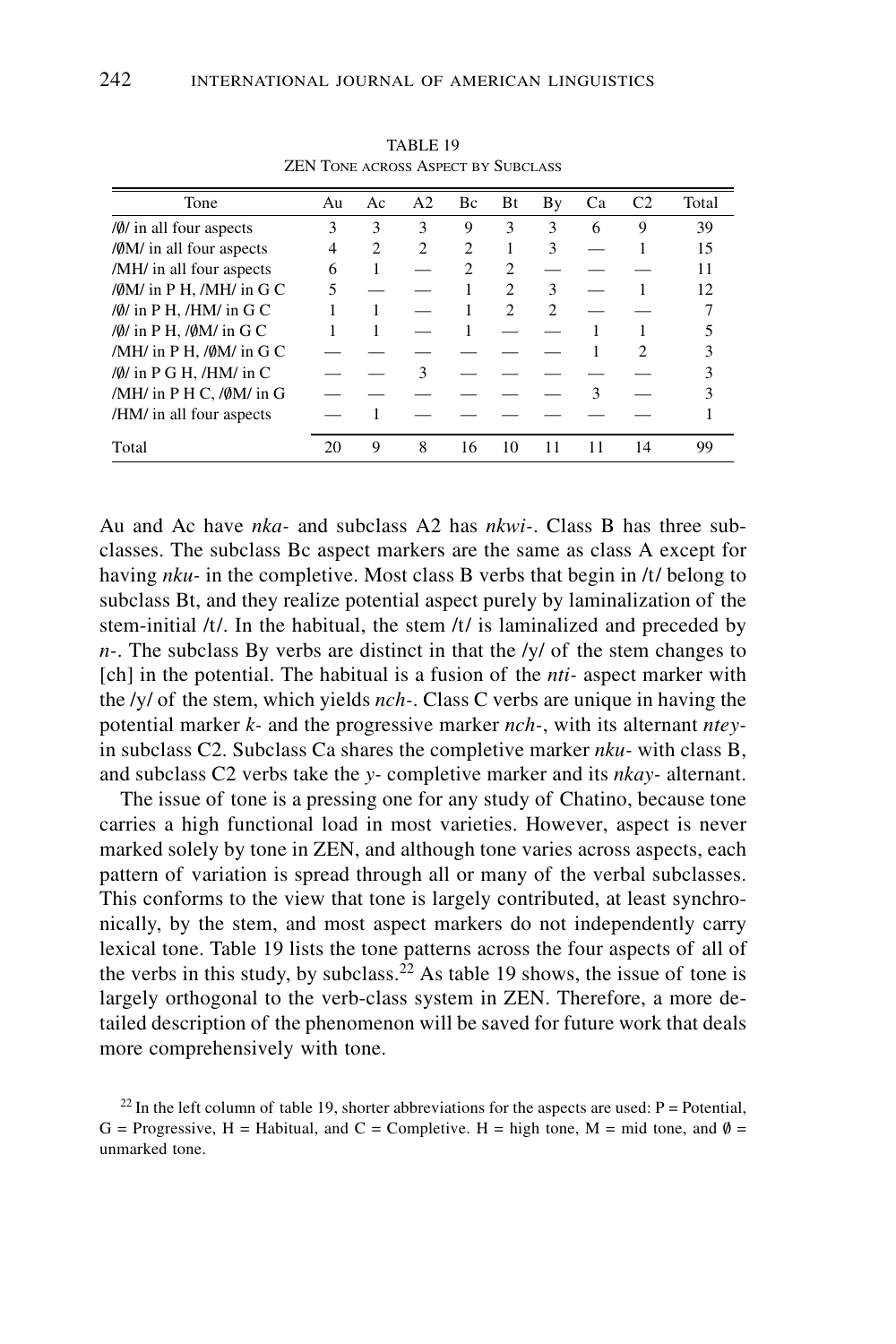TABLE 19
ZEN Tone across Aspect by Subclass

| Tone | Au | Ac | A2 | Bc | Bt | By | Ca | C2 | Total |
|---|---|---|---|---|---|---|---|---|---|
| /∅/ in all four aspects | 3 | 3 | 3 | 9 | 3 | 3 | 6 | 9 | 39 |
| /∅M/ in all four aspects | 4 | 2 | 2 | 2 | 1 | 3 | — | 1 | 15 |
| /MH/ in all four aspects | 6 | 1 | — | 2 | 2 | — | — | — | 11 |
| /∅M/ in P H, /MH/ in G C | 5 | — | — | 1 | 2 | 3 | — | 1 | 12 |
| /∅/ in P H, /HM/ in G C | 1 | 1 | — | 1 | 2 | 2 | — | — | 7 |
| /∅/ in P H, /∅M/ in G C | 1 | 1 | — | 1 | — | — | 1 | 1 | 5 |
| /MH/ in P H, /∅M/ in G C | — | — | — | — | — | — | 1 | 2 | 3 |
| /∅/ in P G H, /HM/ in C | — | — | 3 | — | — | — | — | — | 3 |
| /MH/ in P H C, /∅M/ in G | — | — | — | — | — | — | 3 | — | 3 |
| /HM/ in all four aspects | — | 1 | — | — | — | — | — | — | 1 |
| Total | 20 | 9 | 8 | 16 | 10 | 11 | 11 | 14 | 99 |

Au and Ac have *nka-* and subclass A2 has *nkwi-*. Class B has three subclasses. The subclass Bc aspect markers are the same as class A except for having *nku-* in the completive. Most class B verbs that begin in /t/ belong to subclass Bt, and they realize potential aspect purely by laminalization of the stem-initial /t/. In the habitual, the stem /t/ is laminalized and preceded by *n-*. The subclass By verbs are distinct in that the /y/ of the stem changes to [ch] in the potential. The habitual is a fusion of the *nti-* aspect marker with the /y/ of the stem, which yields *nch-*. Class C verbs are unique in having the potential marker *k-* and the progressive marker *nch-*, with its alternant *ntey-* in subclass C2. Subclass Ca shares the completive marker *nku-* with class B, and subclass C2 verbs take the *y-* completive marker and its *nkay-* alternant.

The issue of tone is a pressing one for any study of Chatino, because tone carries a high functional load in most varieties. However, aspect is never marked solely by tone in ZEN, and although tone varies across aspects, each pattern of variation is spread through all or many of the verbal subclasses. This conforms to the view that tone is largely contributed, at least synchronically, by the stem, and most aspect markers do not independently carry lexical tone. Table 19 lists the tone patterns across the four aspects of all of the verbs in this study, by subclass.[22] As table 19 shows, the issue of tone is largely orthogonal to the verb-class system in ZEN. Therefore, a more detailed description of the phenomenon will be saved for future work that deals more comprehensively with tone.

[22] In the left column of table 19, shorter abbreviations for the aspects are used: P = Potential, G = Progressive, H = Habitual, and C = Completive. H = high tone, M = mid tone, and ∅ = unmarked tone.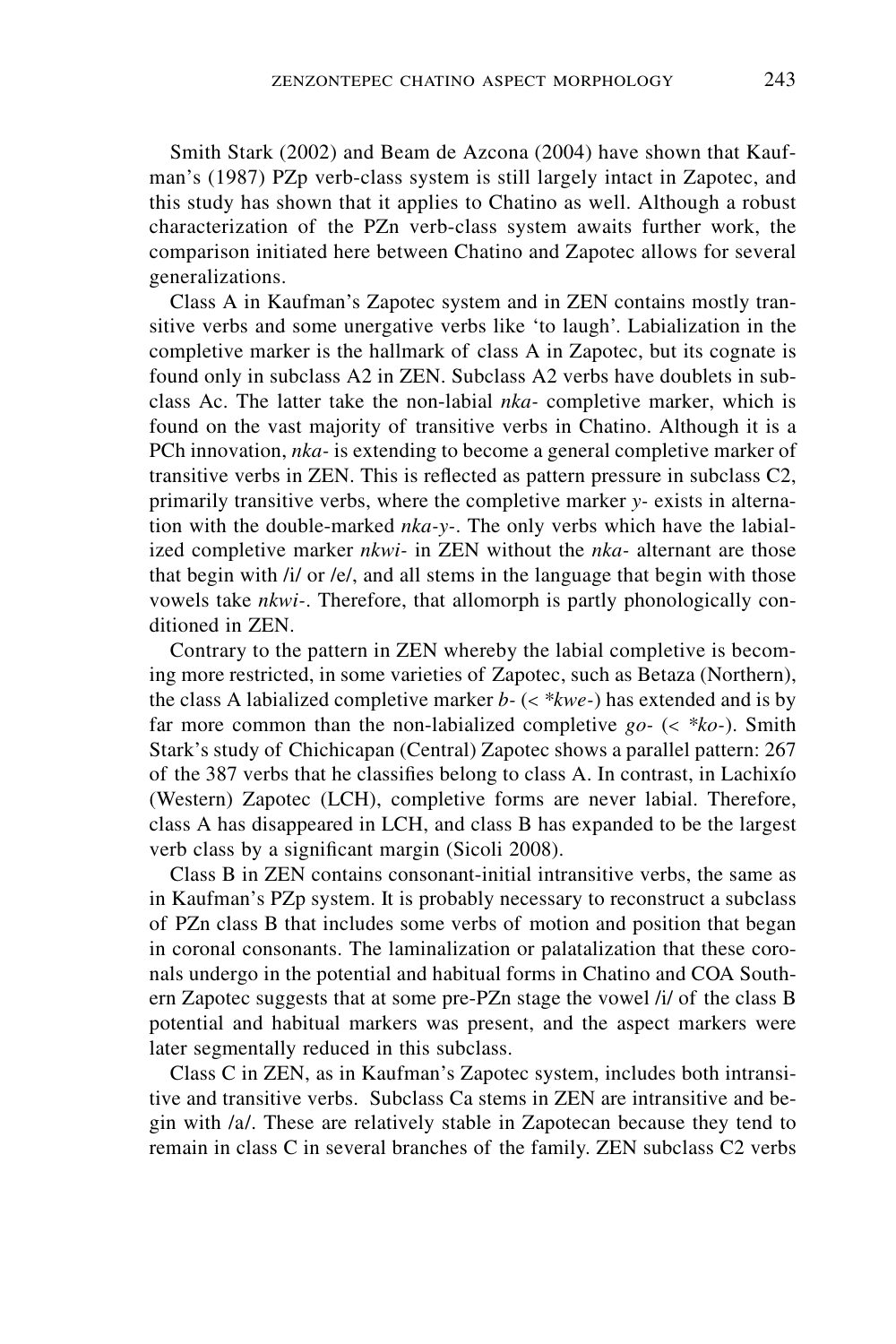Smith Stark (2002) and Beam de Azcona (2004) have shown that Kaufman's (1987) PZp verb-class system is still largely intact in Zapotec, and this study has shown that it applies to Chatino as well. Although a robust characterization of the PZn verb-class system awaits further work, the comparison initiated here between Chatino and Zapotec allows for several generalizations.

Class A in Kaufman's Zapotec system and in ZEN contains mostly transitive verbs and some unergative verbs like 'to laugh'. Labialization in the completive marker is the hallmark of class A in Zapotec, but its cognate is found only in subclass A2 in ZEN. Subclass A2 verbs have doublets in subclass Ac. The latter take the non-labial *nka-* completive marker, which is found on the vast majority of transitive verbs in Chatino. Although it is a PCh innovation, *nka-* is extending to become a general completive marker of transitive verbs in ZEN. This is reflected as pattern pressure in subclass C2, primarily transitive verbs, where the completive marker *y-* exists in alternation with the double-marked *nka-y-*. The only verbs which have the labialized completive marker *nkwi-* in ZEN without the *nka-* alternant are those that begin with /i/ or /e/, and all stems in the language that begin with those vowels take *nkwi-*. Therefore, that allomorph is partly phonologically conditioned in ZEN.

Contrary to the pattern in ZEN whereby the labial completive is becoming more restricted, in some varieties of Zapotec, such as Betaza (Northern), the class A labialized completive marker *b-* (< *\*kwe-*) has extended and is by far more common than the non-labialized completive *go-* (< *\*ko-*). Smith Stark's study of Chichicapan (Central) Zapotec shows a parallel pattern: 267 of the 387 verbs that he classifies belong to class A. In contrast, in Lachixío (Western) Zapotec (LCH), completive forms are never labial. Therefore, class A has disappeared in LCH, and class B has expanded to be the largest verb class by a significant margin (Sicoli 2008).

Class B in ZEN contains consonant-initial intransitive verbs, the same as in Kaufman's PZp system. It is probably necessary to reconstruct a subclass of PZn class B that includes some verbs of motion and position that began in coronal consonants. The laminalization or palatalization that these coronals undergo in the potential and habitual forms in Chatino and COA Southern Zapotec suggests that at some pre-PZn stage the vowel /i/ of the class B potential and habitual markers was present, and the aspect markers were later segmentally reduced in this subclass.

Class C in ZEN, as in Kaufman's Zapotec system, includes both intransitive and transitive verbs. Subclass Ca stems in ZEN are intransitive and begin with /a/. These are relatively stable in Zapotecan because they tend to remain in class C in several branches of the family. ZEN subclass C2 verbs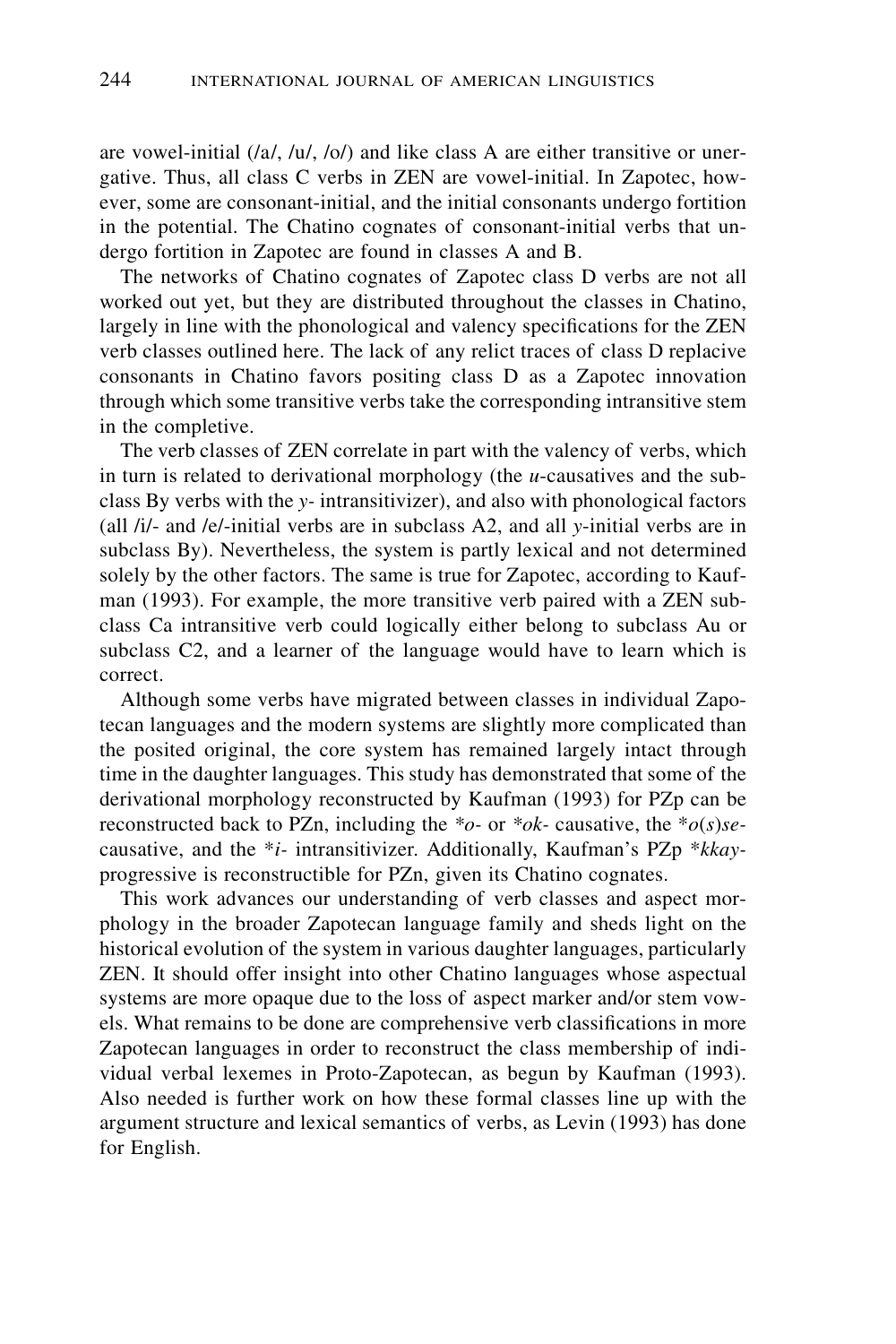are vowel-initial (/a/, /u/, /o/) and like class A are either transitive or unergative. Thus, all class C verbs in ZEN are vowel-initial. In Zapotec, however, some are consonant-initial, and the initial consonants undergo fortition in the potential. The Chatino cognates of consonant-initial verbs that undergo fortition in Zapotec are found in classes A and B.

The networks of Chatino cognates of Zapotec class D verbs are not all worked out yet, but they are distributed throughout the classes in Chatino, largely in line with the phonological and valency specifications for the ZEN verb classes outlined here. The lack of any relict traces of class D replacive consonants in Chatino favors positing class D as a Zapotec innovation through which some transitive verbs take the corresponding intransitive stem in the completive.

The verb classes of ZEN correlate in part with the valency of verbs, which in turn is related to derivational morphology (the *u*-causatives and the subclass By verbs with the *y*- intransitivizer), and also with phonological factors (all /i/- and /e/-initial verbs are in subclass A2, and all *y*-initial verbs are in subclass By). Nevertheless, the system is partly lexical and not determined solely by the other factors. The same is true for Zapotec, according to Kaufman (1993). For example, the more transitive verb paired with a ZEN subclass Ca intransitive verb could logically either belong to subclass Au or subclass C2, and a learner of the language would have to learn which is correct.

Although some verbs have migrated between classes in individual Zapotecan languages and the modern systems are slightly more complicated than the posited original, the core system has remained largely intact through time in the daughter languages. This study has demonstrated that some of the derivational morphology reconstructed by Kaufman (1993) for PZp can be reconstructed back to PZn, including the \**o*- or \**ok*- causative, the \**o*(*s*)*se*- causative, and the \**i*- intransitivizer. Additionally, Kaufman's PZp \**kkay*- progressive is reconstructible for PZn, given its Chatino cognates.

This work advances our understanding of verb classes and aspect morphology in the broader Zapotecan language family and sheds light on the historical evolution of the system in various daughter languages, particularly ZEN. It should offer insight into other Chatino languages whose aspectual systems are more opaque due to the loss of aspect marker and/or stem vowels. What remains to be done are comprehensive verb classifications in more Zapotecan languages in order to reconstruct the class membership of individual verbal lexemes in Proto-Zapotecan, as begun by Kaufman (1993). Also needed is further work on how these formal classes line up with the argument structure and lexical semantics of verbs, as Levin (1993) has done for English.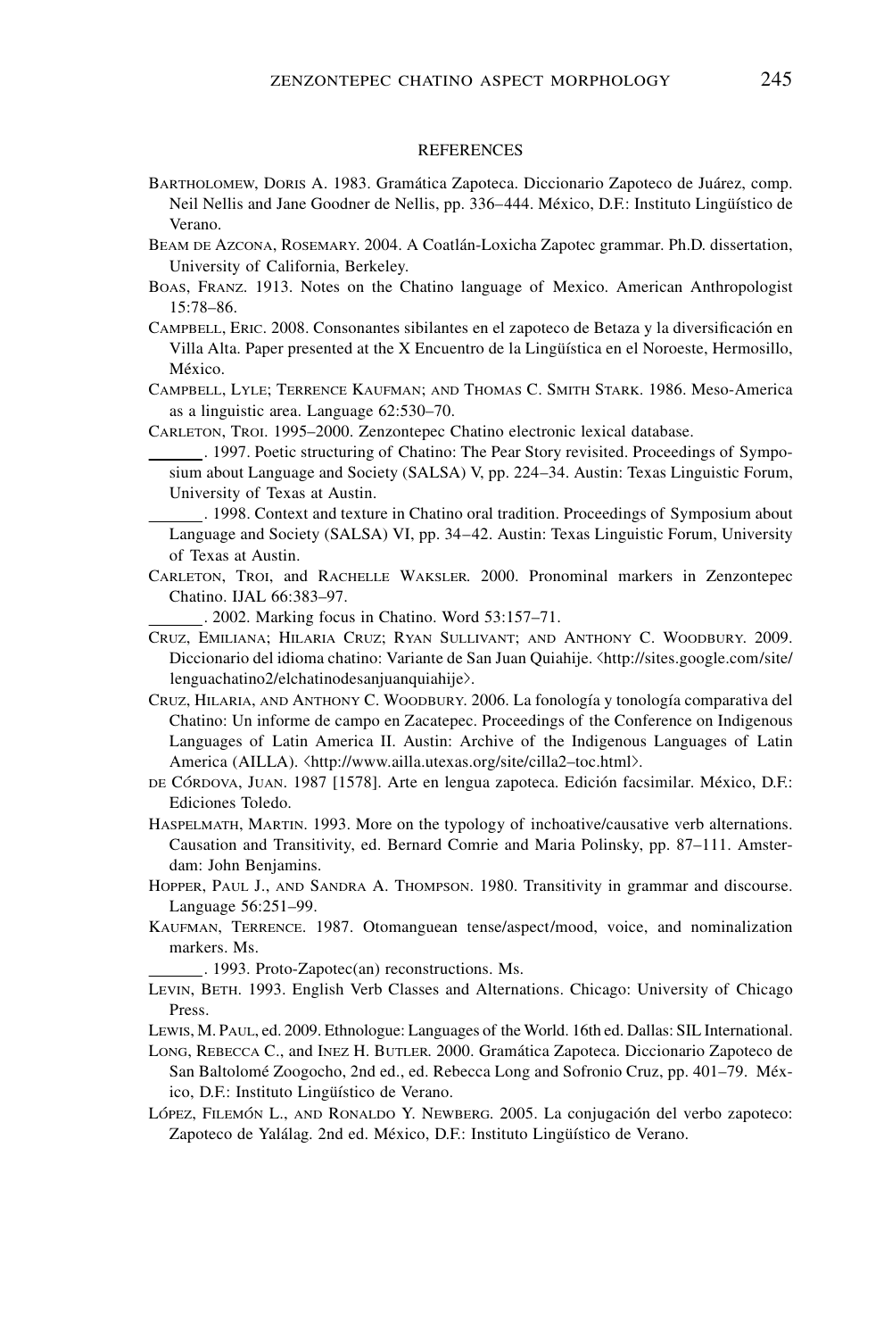## REFERENCES

Bartholomew, Doris A. 1983. Gramática Zapoteca. Diccionario Zapoteco de Juárez, comp. Neil Nellis and Jane Goodner de Nellis, pp. 336–444. México, D.F.: Instituto Lingüístico de Verano.

Beam de Azcona, Rosemary. 2004. A Coatlán-Loxicha Zapotec grammar. Ph.D. dissertation, University of California, Berkeley.

Boas, Franz. 1913. Notes on the Chatino language of Mexico. American Anthropologist 15:78–86.

Campbell, Eric. 2008. Consonantes sibilantes en el zapoteco de Betaza y la diversificación en Villa Alta. Paper presented at the X Encuentro de la Lingüística en el Noroeste, Hermosillo, México.

Campbell, Lyle; Terrence Kaufman; and Thomas C. Smith Stark. 1986. Meso-America as a linguistic area. Language 62:530–70.

Carleton, Troi. 1995–2000. Zenzontepec Chatino electronic lexical database.

\_\_\_\_\_\_. 1997. Poetic structuring of Chatino: The Pear Story revisited. Proceedings of Symposium about Language and Society (SALSA) V, pp. 224–34. Austin: Texas Linguistic Forum, University of Texas at Austin.

\_\_\_\_\_\_. 1998. Context and texture in Chatino oral tradition. Proceedings of Symposium about Language and Society (SALSA) VI, pp. 34–42. Austin: Texas Linguistic Forum, University of Texas at Austin.

Carleton, Troi, and Rachelle Waksler. 2000. Pronominal markers in Zenzontepec Chatino. IJAL 66:383–97.

\_\_\_\_\_\_. 2002. Marking focus in Chatino. Word 53:157–71.

Cruz, Emiliana; Hilaria Cruz; Ryan Sullivant; and Anthony C. Woodbury. 2009. Diccionario del idioma chatino: Variante de San Juan Quiahije. ⟨http://sites.google.com/site/lenguachatino2/elchatinodesanjuanquiahije⟩.

Cruz, Hilaria, and Anthony C. Woodbury. 2006. La fonología y tonología comparativa del Chatino: Un informe de campo en Zacatepec. Proceedings of the Conference on Indigenous Languages of Latin America II. Austin: Archive of the Indigenous Languages of Latin America (AILLA). ⟨http://www.ailla.utexas.org/site/cilla2–toc.html⟩.

de Córdova, Juan. 1987 [1578]. Arte en lengua zapoteca. Edición facsimilar. México, D.F.: Ediciones Toledo.

Haspelmath, Martin. 1993. More on the typology of inchoative/causative verb alternations. Causation and Transitivity, ed. Bernard Comrie and Maria Polinsky, pp. 87–111. Amsterdam: John Benjamins.

Hopper, Paul J., and Sandra A. Thompson. 1980. Transitivity in grammar and discourse. Language 56:251–99.

Kaufman, Terrence. 1987. Otomanguean tense/aspect/mood, voice, and nominalization markers. Ms.

\_\_\_\_\_\_. 1993. Proto-Zapotec(an) reconstructions. Ms.

Levin, Beth. 1993. English Verb Classes and Alternations. Chicago: University of Chicago Press.

Lewis, M. Paul, ed. 2009. Ethnologue: Languages of the World. 16th ed. Dallas: SIL International.

Long, Rebecca C., and Inez H. Butler. 2000. Gramática Zapoteca. Diccionario Zapoteco de San Baltolomé Zoogocho, 2nd ed., ed. Rebecca Long and Sofronio Cruz, pp. 401–79. México, D.F.: Instituto Lingüístico de Verano.

López, Filemón L., and Ronaldo Y. Newberg. 2005. La conjugación del verbo zapoteco: Zapoteco de Yalálag. 2nd ed. México, D.F.: Instituto Lingüístico de Verano.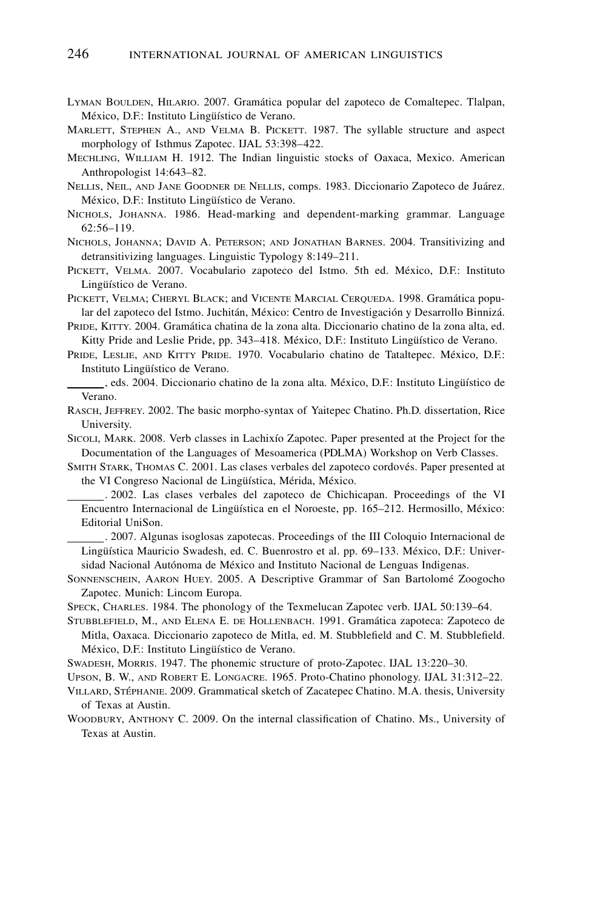Lyman Boulden, Hilario. 2007. Gramática popular del zapoteco de Comaltepec. Tlalpan, México, D.F.: Instituto Lingüístico de Verano.

Marlett, Stephen A., and Velma B. Pickett. 1987. The syllable structure and aspect morphology of Isthmus Zapotec. IJAL 53:398–422.

Mechling, William H. 1912. The Indian linguistic stocks of Oaxaca, Mexico. American Anthropologist 14:643–82.

Nellis, Neil, and Jane Goodner de Nellis, comps. 1983. Diccionario Zapoteco de Juárez. México, D.F.: Instituto Lingüístico de Verano.

Nichols, Johanna. 1986. Head-marking and dependent-marking grammar. Language 62:56–119.

Nichols, Johanna; David A. Peterson; and Jonathan Barnes. 2004. Transitivizing and detransitivizing languages. Linguistic Typology 8:149–211.

Pickett, Velma. 2007. Vocabulario zapoteco del Istmo. 5th ed. México, D.F.: Instituto Lingüístico de Verano.

Pickett, Velma; Cheryl Black; and Vicente Marcial Cerqueda. 1998. Gramática popular del zapoteco del Istmo. Juchitán, México: Centro de Investigación y Desarrollo Binnizá.

Pride, Kitty. 2004. Gramática chatina de la zona alta. Diccionario chatino de la zona alta, ed. Kitty Pride and Leslie Pride, pp. 343–418. México, D.F.: Instituto Lingüístico de Verano.

Pride, Leslie, and Kitty Pride. 1970. Vocabulario chatino de Tataltepec. México, D.F.: Instituto Lingüístico de Verano.

______, eds. 2004. Diccionario chatino de la zona alta. México, D.F.: Instituto Lingüístico de Verano.

Rasch, Jeffrey. 2002. The basic morpho-syntax of Yaitepec Chatino. Ph.D. dissertation, Rice University.

Sicoli, Mark. 2008. Verb classes in Lachixío Zapotec. Paper presented at the Project for the Documentation of the Languages of Mesoamerica (PDLMA) Workshop on Verb Classes.

Smith Stark, Thomas C. 2001. Las clases verbales del zapoteco cordovés. Paper presented at the VI Congreso Nacional de Lingüística, Mérida, México.

______. 2002. Las clases verbales del zapoteco de Chichicapan. Proceedings of the VI Encuentro Internacional de Lingüística en el Noroeste, pp. 165–212. Hermosillo, México: Editorial UniSon.

______. 2007. Algunas isoglosas zapotecas. Proceedings of the III Coloquio Internacional de Lingüística Mauricio Swadesh, ed. C. Buenrostro et al. pp. 69–133. México, D.F.: Universidad Nacional Autónoma de México and Instituto Nacional de Lenguas Indigenas.

Sonnenschein, Aaron Huey. 2005. A Descriptive Grammar of San Bartolomé Zoogocho Zapotec. Munich: Lincom Europa.

Speck, Charles. 1984. The phonology of the Texmelucan Zapotec verb. IJAL 50:139–64.

Stubblefield, M., and Elena E. de Hollenbach. 1991. Gramática zapoteca: Zapoteco de Mitla, Oaxaca. Diccionario zapoteco de Mitla, ed. M. Stubblefield and C. M. Stubblefield. México, D.F.: Instituto Lingüístico de Verano.

Swadesh, Morris. 1947. The phonemic structure of proto-Zapotec. IJAL 13:220–30.

Upson, B. W., and Robert E. Longacre. 1965. Proto-Chatino phonology. IJAL 31:312–22.

Villard, Stéphanie. 2009. Grammatical sketch of Zacatepec Chatino. M.A. thesis, University of Texas at Austin.

Woodbury, Anthony C. 2009. On the internal classification of Chatino. Ms., University of Texas at Austin.